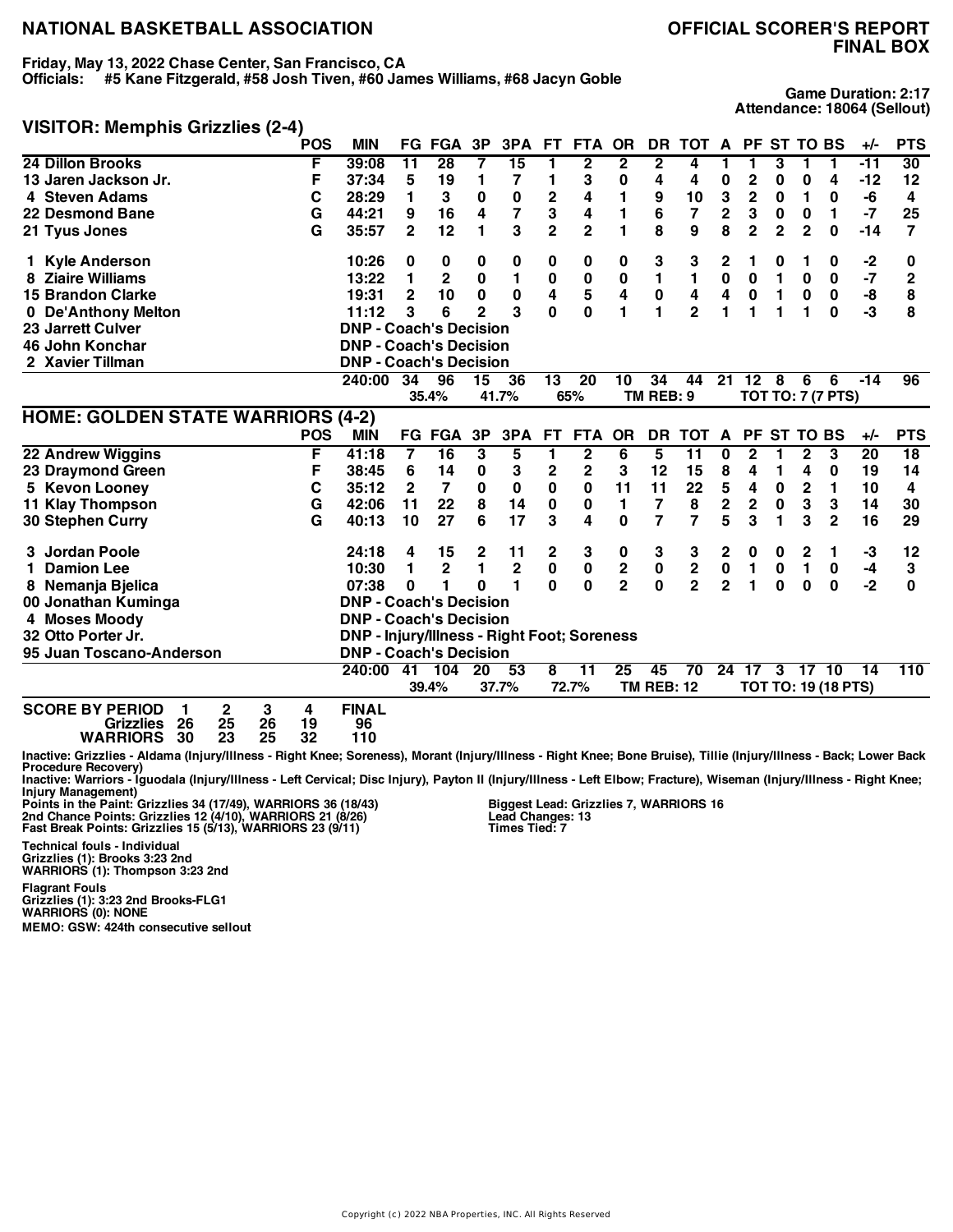# NATIONAL BASKETBALL ASSOCIATION

## OFFICIAL SCORER'S REPORT
## FINAL BOX

**Friday, May 13, 2022 Chase Center, San Francisco, CA**
**Officials: #5 Kane Fitzgerald, #58 Josh Tiven, #60 James Williams, #68 Jacyn Goble**

**Game Duration: 2:17**
**Attendance: 18064 (Sellout)**

## VISITOR: Memphis Grizzlies (2-4)

| | POS | MIN | FG | FGA | 3P | 3PA | FT | FTA | OR | DR | TOT | A | PF | ST | TO | BS | +/- | PTS |
|---|---|---|---|---|---|---|---|---|---|---|---|---|---|---|---|---|---|---|
| 24 Dillon Brooks | F | 39:08 | 11 | 28 | 7 | 15 | 1 | 2 | 2 | 2 | 4 | 1 | 1 | 3 | 1 | 1 | -11 | 30 |
| 13 Jaren Jackson Jr. | F | 37:34 | 5 | 19 | 1 | 7 | 1 | 3 | 0 | 4 | 4 | 0 | 2 | 0 | 0 | 4 | -12 | 12 |
| 4 Steven Adams | C | 28:29 | 1 | 3 | 0 | 0 | 2 | 4 | 1 | 9 | 10 | 3 | 2 | 0 | 1 | 0 | -6 | 4 |
| 22 Desmond Bane | G | 44:21 | 9 | 16 | 4 | 7 | 3 | 4 | 1 | 6 | 7 | 2 | 3 | 0 | 0 | 1 | -7 | 25 |
| 21 Tyus Jones | G | 35:57 | 2 | 12 | 1 | 3 | 2 | 2 | 1 | 8 | 9 | 8 | 2 | 2 | 2 | 0 | -14 | 7 |
| 1 Kyle Anderson | | 10:26 | 0 | 0 | 0 | 0 | 0 | 0 | 0 | 3 | 3 | 2 | 1 | 0 | 1 | 0 | -2 | 0 |
| 8 Ziaire Williams | | 13:22 | 1 | 2 | 0 | 1 | 0 | 0 | 0 | 1 | 1 | 0 | 0 | 1 | 0 | 0 | -7 | 2 |
| 15 Brandon Clarke | | 19:31 | 2 | 10 | 0 | 0 | 4 | 5 | 4 | 0 | 4 | 4 | 0 | 1 | 0 | 0 | -8 | 8 |
| 0 De'Anthony Melton | | 11:12 | 3 | 6 | 2 | 3 | 0 | 0 | 1 | 1 | 2 | 1 | 1 | 1 | 1 | 0 | -3 | 8 |
| 23 Jarrett Culver | | DNP - Coach's Decision | | | | | | | | | | | | | | | | |
| 46 John Konchar | | DNP - Coach's Decision | | | | | | | | | | | | | | | | |
| 2 Xavier Tillman | | DNP - Coach's Decision | | | | | | | | | | | | | | | | |
| | | 240:00 | 34 | 96 | 15 | 36 | 13 | 20 | 10 | 34 | 44 | 21 | 12 | 8 | 6 | 6 | -14 | 96 |
| | | | | 35.4% | | 41.7% | | 65% | | TM REB: 9 | | | TOT TO: 7 (7 PTS) | | | | | |

## HOME: GOLDEN STATE WARRIORS (4-2)

| | POS | MIN | FG | FGA | 3P | 3PA | FT | FTA | OR | DR | TOT | A | PF | ST | TO | BS | +/- | PTS |
|---|---|---|---|---|---|---|---|---|---|---|---|---|---|---|---|---|---|---|
| 22 Andrew Wiggins | F | 41:18 | 7 | 16 | 3 | 5 | 1 | 2 | 6 | 5 | 11 | 0 | 2 | 1 | 2 | 3 | 20 | 18 |
| 23 Draymond Green | F | 38:45 | 6 | 14 | 0 | 3 | 2 | 2 | 3 | 12 | 15 | 8 | 4 | 1 | 4 | 0 | 19 | 14 |
| 5 Kevon Looney | C | 35:12 | 2 | 7 | 0 | 0 | 0 | 0 | 11 | 11 | 22 | 5 | 4 | 0 | 2 | 1 | 10 | 4 |
| 11 Klay Thompson | G | 42:06 | 11 | 22 | 8 | 14 | 0 | 0 | 1 | 7 | 8 | 2 | 2 | 0 | 3 | 3 | 14 | 30 |
| 30 Stephen Curry | G | 40:13 | 10 | 27 | 6 | 17 | 3 | 4 | 0 | 7 | 7 | 5 | 3 | 1 | 3 | 2 | 16 | 29 |
| 3 Jordan Poole | | 24:18 | 4 | 15 | 2 | 11 | 2 | 3 | 0 | 3 | 3 | 2 | 0 | 0 | 2 | 1 | -3 | 12 |
| 1 Damion Lee | | 10:30 | 1 | 2 | 1 | 2 | 0 | 0 | 2 | 0 | 2 | 0 | 1 | 0 | 1 | 0 | -4 | 3 |
| 8 Nemanja Bjelica | | 07:38 | 0 | 1 | 0 | 1 | 0 | 0 | 2 | 0 | 2 | 2 | 1 | 0 | 0 | 0 | -2 | 0 |
| 00 Jonathan Kuminga | | DNP - Coach's Decision | | | | | | | | | | | | | | | | |
| 4 Moses Moody | | DNP - Coach's Decision | | | | | | | | | | | | | | | | |
| 32 Otto Porter Jr. | | DNP - Injury/Illness - Right Foot; Soreness | | | | | | | | | | | | | | | | |
| 95 Juan Toscano-Anderson | | DNP - Coach's Decision | | | | | | | | | | | | | | | | |
| | | 240:00 | 41 | 104 | 20 | 53 | 8 | 11 | 25 | 45 | 70 | 24 | 17 | 3 | 17 | 10 | 14 | 110 |
| | | | | 39.4% | | 37.7% | | 72.7% | | TM REB: 12 | | | TOT TO: 19 (18 PTS) | | | | | |

| SCORE BY PERIOD | 1 | 2 | 3 | 4 | FINAL |
|---|---|---|---|---|---|
| Grizzlies | 26 | 25 | 26 | 19 | 96 |
| WARRIORS | 30 | 23 | 25 | 32 | 110 |

**Inactive: Grizzlies - Aldama (Injury/Illness - Right Knee; Soreness), Morant (Injury/Illness - Right Knee; Bone Bruise), Tillie (Injury/Illness - Back; Lower Back Procedure Recovery)**
**Inactive: Warriors - Iguodala (Injury/Illness - Left Cervical; Disc Injury), Payton II (Injury/Illness - Left Elbow; Fracture), Wiseman (Injury/Illness - Right Knee; Injury Management)**

**Points in the Paint: Grizzlies 34 (17/49), WARRIORS 36 (18/43)**
**2nd Chance Points: Grizzlies 12 (4/10), WARRIORS 21 (8/26)**
**Fast Break Points: Grizzlies 15 (5/13), WARRIORS 23 (9/11)**

**Biggest Lead: Grizzlies 7, WARRIORS 16**
**Lead Changes: 13**
**Times Tied: 7**

**Technical fouls - Individual**
**Grizzlies (1): Brooks 3:23 2nd**
**WARRIORS (1): Thompson 3:23 2nd**

**Flagrant Fouls**
**Grizzlies (1): 3:23 2nd Brooks-FLG1**
**WARRIORS (0): NONE**

**MEMO: GSW: 424th consecutive sellout**

Copyright (c) 2022 NBA Properties, INC. All Rights Reserved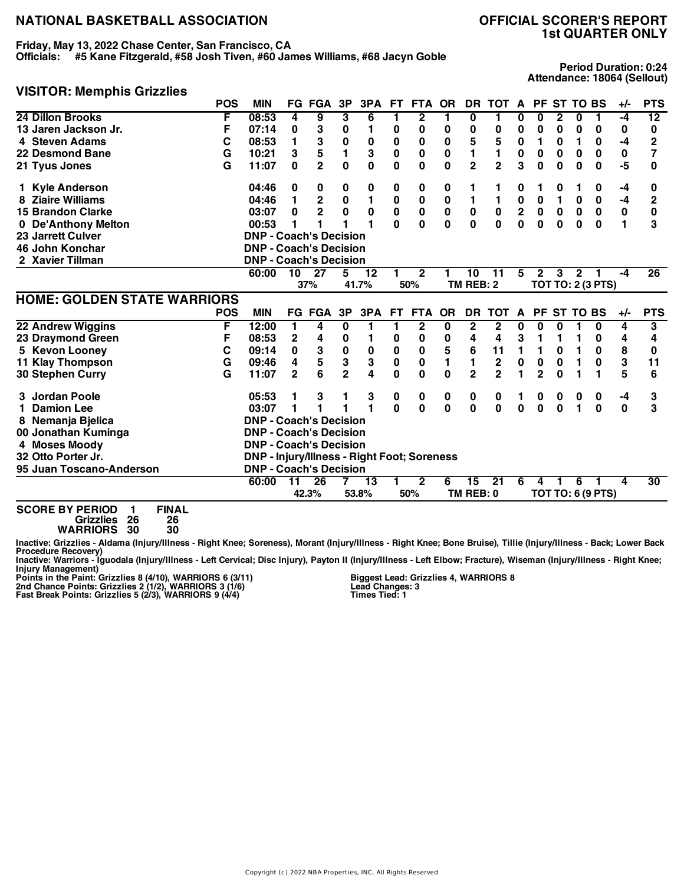# NATIONAL BASKETBALL ASSOCIATION

## OFFICIAL SCORER'S REPORT
## 1st QUARTER ONLY

**Friday, May 13, 2022 Chase Center, San Francisco, CA**
**Officials: #5 Kane Fitzgerald, #58 Josh Tiven, #60 James Williams, #68 Jacyn Goble**

**Period Duration: 0:24**
**Attendance: 18064 (Sellout)**

## VISITOR: Memphis Grizzlies

| | POS | MIN | FG | FGA | 3P | 3PA | FT | FTA | OR | DR | TOT | A | PF | ST | TO | BS | +/- | PTS |
|---|---|---|---|---|---|---|---|---|---|---|---|---|---|---|---|---|---|---|
| 24 Dillon Brooks | F | 08:53 | 4 | 9 | 3 | 6 | 1 | 2 | 1 | 0 | 1 | 0 | 0 | 2 | 0 | 1 | -4 | 12 |
| 13 Jaren Jackson Jr. | F | 07:14 | 0 | 3 | 0 | 1 | 0 | 0 | 0 | 0 | 0 | 0 | 0 | 0 | 0 | 0 | 0 | 0 |
| 4 Steven Adams | C | 08:53 | 1 | 3 | 0 | 0 | 0 | 0 | 0 | 5 | 5 | 0 | 1 | 0 | 1 | 0 | -4 | 2 |
| 22 Desmond Bane | G | 10:21 | 3 | 5 | 1 | 3 | 0 | 0 | 0 | 1 | 1 | 0 | 0 | 0 | 0 | 0 | 0 | 7 |
| 21 Tyus Jones | G | 11:07 | 0 | 2 | 0 | 0 | 0 | 0 | 0 | 2 | 2 | 3 | 0 | 0 | 0 | 0 | -5 | 0 |
| 1 Kyle Anderson | | 04:46 | 0 | 0 | 0 | 0 | 0 | 0 | 0 | 1 | 1 | 0 | 1 | 0 | 1 | 0 | -4 | 0 |
| 8 Ziaire Williams | | 04:46 | 1 | 2 | 0 | 1 | 0 | 0 | 0 | 1 | 1 | 0 | 0 | 1 | 0 | 0 | -4 | 2 |
| 15 Brandon Clarke | | 03:07 | 0 | 2 | 0 | 0 | 0 | 0 | 0 | 0 | 0 | 2 | 0 | 0 | 0 | 0 | 0 | 0 |
| 0 De'Anthony Melton | | 00:53 | 1 | 1 | 1 | 1 | 0 | 0 | 0 | 0 | 0 | 0 | 0 | 0 | 0 | 0 | 1 | 3 |
| 23 Jarrett Culver | | DNP - Coach's Decision | | | | | | | | | | | | | | | | |
| 46 John Konchar | | DNP - Coach's Decision | | | | | | | | | | | | | | | | |
| 2 Xavier Tillman | | DNP - Coach's Decision | | | | | | | | | | | | | | | | |
| | | 60:00 | 10 | 27 | 5 | 12 | 1 | 2 | 1 | 10 | 11 | 5 | 2 | 3 | 2 | 1 | -4 | 26 |
| | | | | 37% | | 41.7% | | 50% | | TM REB: 2 | | | | TOT TO: 2 (3 PTS) | | | | |

## HOME: GOLDEN STATE WARRIORS

| | POS | MIN | FG | FGA | 3P | 3PA | FT | FTA | OR | DR | TOT | A | PF | ST | TO | BS | +/- | PTS |
|---|---|---|---|---|---|---|---|---|---|---|---|---|---|---|---|---|---|---|
| 22 Andrew Wiggins | F | 12:00 | 1 | 4 | 0 | 1 | 1 | 2 | 0 | 2 | 2 | 0 | 0 | 0 | 1 | 0 | 4 | 3 |
| 23 Draymond Green | F | 08:53 | 2 | 4 | 0 | 1 | 0 | 0 | 0 | 4 | 4 | 3 | 1 | 1 | 1 | 0 | 4 | 4 |
| 5 Kevon Looney | C | 09:14 | 0 | 3 | 0 | 0 | 0 | 0 | 5 | 6 | 11 | 1 | 1 | 0 | 1 | 0 | 8 | 0 |
| 11 Klay Thompson | G | 09:46 | 4 | 5 | 3 | 3 | 0 | 0 | 1 | 1 | 2 | 0 | 0 | 0 | 1 | 0 | 3 | 11 |
| 30 Stephen Curry | G | 11:07 | 2 | 6 | 2 | 4 | 0 | 0 | 0 | 2 | 2 | 1 | 2 | 0 | 1 | 1 | 5 | 6 |
| 3 Jordan Poole | | 05:53 | 1 | 3 | 1 | 3 | 0 | 0 | 0 | 0 | 0 | 1 | 0 | 0 | 0 | 0 | -4 | 3 |
| 1 Damion Lee | | 03:07 | 1 | 1 | 1 | 1 | 0 | 0 | 0 | 0 | 0 | 0 | 0 | 0 | 1 | 0 | 0 | 3 |
| 8 Nemanja Bjelica | | DNP - Coach's Decision | | | | | | | | | | | | | | | | |
| 00 Jonathan Kuminga | | DNP - Coach's Decision | | | | | | | | | | | | | | | | |
| 4 Moses Moody | | DNP - Coach's Decision | | | | | | | | | | | | | | | | |
| 32 Otto Porter Jr. | | DNP - Injury/Illness - Right Foot; Soreness | | | | | | | | | | | | | | | | |
| 95 Juan Toscano-Anderson | | DNP - Coach's Decision | | | | | | | | | | | | | | | | |
| | | 60:00 | 11 | 26 | 7 | 13 | 1 | 2 | 6 | 15 | 21 | 6 | 4 | 1 | 6 | 1 | 4 | 30 |
| | | | | 42.3% | | 53.8% | | 50% | | TM REB: 0 | | | | TOT TO: 6 (9 PTS) | | | | |

| SCORE BY PERIOD | 1 | FINAL |
|---|---|---|
| Grizzlies | 26 | 26 |
| WARRIORS | 30 | 30 |

Inactive: Grizzlies - Aldama (Injury/Illness - Right Knee; Soreness), Morant (Injury/Illness - Right Knee; Bone Bruise), Tillie (Injury/Illness - Back; Lower Back Procedure Recovery)
Inactive: Warriors - Iguodala (Injury/Illness - Left Cervical; Disc Injury), Payton II (Injury/Illness - Left Elbow; Fracture), Wiseman (Injury/Illness - Right Knee; Injury Management)

Points in the Paint: Grizzlies 8 (4/10), WARRIORS 6 (3/11)
2nd Chance Points: Grizzlies 2 (1/2), WARRIORS 3 (1/6)
Fast Break Points: Grizzlies 5 (2/3), WARRIORS 9 (4/4)

Biggest Lead: Grizzlies 4, WARRIORS 8
Lead Changes: 3
Times Tied: 1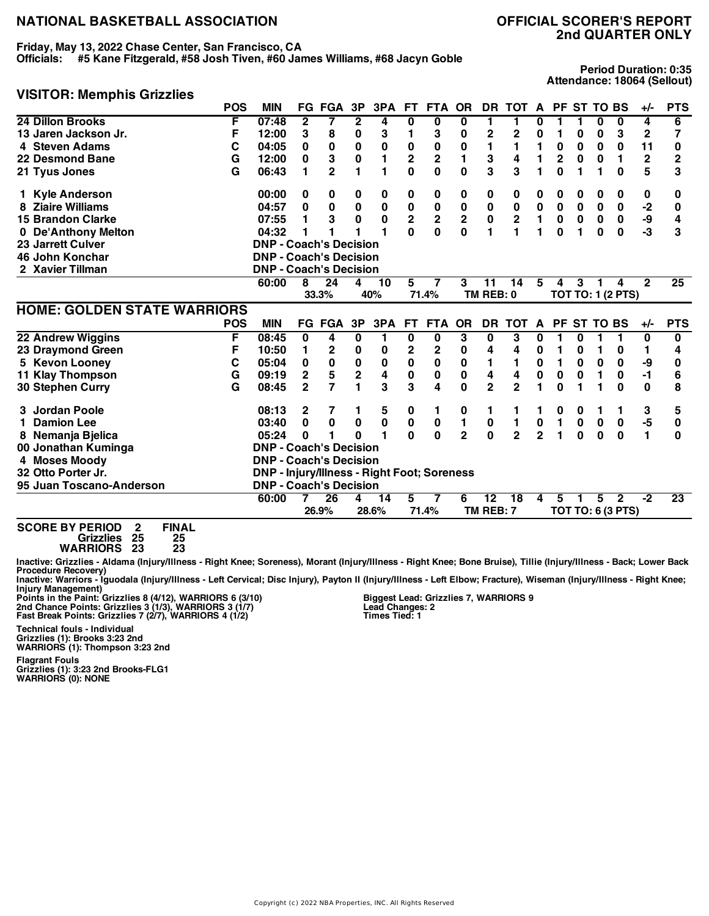# NATIONAL BASKETBALL ASSOCIATION

## OFFICIAL SCORER'S REPORT
## 2nd QUARTER ONLY

**Friday, May 13, 2022 Chase Center, San Francisco, CA**
**Officials: #5 Kane Fitzgerald, #58 Josh Tiven, #60 James Williams, #68 Jacyn Goble**

**Period Duration: 0:35**
**Attendance: 18064 (Sellout)**

### VISITOR: Memphis Grizzlies

| | POS | MIN | FG | FGA | 3P | 3PA | FT | FTA | OR | DR | TOT | A | PF | ST | TO | BS | +/- | PTS |
|---|---|---|---|---|---|---|---|---|---|---|---|---|---|---|---|---|---|---|
| 24 Dillon Brooks | F | 07:48 | 2 | 7 | 2 | 4 | 0 | 0 | 0 | 1 | 1 | 0 | 1 | 1 | 0 | 0 | 4 | 6 |
| 13 Jaren Jackson Jr. | F | 12:00 | 3 | 8 | 0 | 3 | 1 | 3 | 0 | 2 | 2 | 0 | 1 | 0 | 0 | 3 | 2 | 7 |
| 4 Steven Adams | C | 04:05 | 0 | 0 | 0 | 0 | 0 | 0 | 0 | 1 | 1 | 1 | 0 | 0 | 0 | 0 | 11 | 0 |
| 22 Desmond Bane | G | 12:00 | 0 | 3 | 0 | 1 | 2 | 2 | 1 | 3 | 4 | 1 | 2 | 0 | 0 | 1 | 2 | 2 |
| 21 Tyus Jones | G | 06:43 | 1 | 2 | 1 | 1 | 0 | 0 | 0 | 3 | 3 | 1 | 0 | 1 | 1 | 0 | 5 | 3 |
| 1 Kyle Anderson | | 00:00 | 0 | 0 | 0 | 0 | 0 | 0 | 0 | 0 | 0 | 0 | 0 | 0 | 0 | 0 | 0 | 0 |
| 8 Ziaire Williams | | 04:57 | 0 | 0 | 0 | 0 | 0 | 0 | 0 | 0 | 0 | 0 | 0 | 0 | 0 | 0 | -2 | 0 |
| 15 Brandon Clarke | | 07:55 | 1 | 3 | 0 | 0 | 2 | 2 | 2 | 0 | 2 | 1 | 0 | 0 | 0 | 0 | -9 | 4 |
| 0 De'Anthony Melton | | 04:32 | 1 | 1 | 1 | 1 | 0 | 0 | 0 | 1 | 1 | 1 | 0 | 1 | 0 | 0 | -3 | 3 |
| 23 Jarrett Culver | | DNP - Coach's Decision | | | | | | | | | | | | | | | | |
| 46 John Konchar | | DNP - Coach's Decision | | | | | | | | | | | | | | | | |
| 2 Xavier Tillman | | DNP - Coach's Decision | | | | | | | | | | | | | | | | |
| | | 60:00 | 8 | 24 | 4 | 10 | 5 | 7 | 3 | 11 | 14 | 5 | 4 | 3 | 1 | 4 | 2 | 25 |
| | | | | 33.3% | | 40% | | 71.4% | | TM REB: 0 | | | TOT TO: 1 (2 PTS) | | | | | |

### HOME: GOLDEN STATE WARRIORS

| | POS | MIN | FG | FGA | 3P | 3PA | FT | FTA | OR | DR | TOT | A | PF | ST | TO | BS | +/- | PTS |
|---|---|---|---|---|---|---|---|---|---|---|---|---|---|---|---|---|---|---|
| 22 Andrew Wiggins | F | 08:45 | 0 | 4 | 0 | 1 | 0 | 0 | 3 | 0 | 3 | 0 | 1 | 0 | 1 | 1 | 0 | 0 |
| 23 Draymond Green | F | 10:50 | 1 | 2 | 0 | 0 | 2 | 2 | 0 | 4 | 4 | 0 | 1 | 0 | 1 | 0 | 1 | 4 |
| 5 Kevon Looney | C | 05:04 | 0 | 0 | 0 | 0 | 0 | 0 | 0 | 1 | 1 | 0 | 1 | 0 | 0 | 0 | -9 | 0 |
| 11 Klay Thompson | G | 09:19 | 2 | 5 | 2 | 4 | 0 | 0 | 0 | 4 | 4 | 0 | 0 | 0 | 1 | 0 | -1 | 6 |
| 30 Stephen Curry | G | 08:45 | 2 | 7 | 1 | 3 | 3 | 4 | 0 | 2 | 2 | 1 | 0 | 1 | 1 | 0 | 0 | 8 |
| 3 Jordan Poole | | 08:13 | 2 | 7 | 1 | 5 | 0 | 1 | 0 | 1 | 1 | 1 | 0 | 0 | 1 | 1 | 3 | 5 |
| 1 Damion Lee | | 03:40 | 0 | 0 | 0 | 0 | 0 | 0 | 1 | 0 | 1 | 0 | 1 | 0 | 0 | 0 | -5 | 0 |
| 8 Nemanja Bjelica | | 05:24 | 0 | 1 | 0 | 1 | 0 | 0 | 2 | 0 | 2 | 2 | 1 | 0 | 0 | 0 | 1 | 0 |
| 00 Jonathan Kuminga | | DNP - Coach's Decision | | | | | | | | | | | | | | | | |
| 4 Moses Moody | | DNP - Coach's Decision | | | | | | | | | | | | | | | | |
| 32 Otto Porter Jr. | | DNP - Injury/Illness - Right Foot; Soreness | | | | | | | | | | | | | | | | |
| 95 Juan Toscano-Anderson | | DNP - Coach's Decision | | | | | | | | | | | | | | | | |
| | | 60:00 | 7 | 26 | 4 | 14 | 5 | 7 | 6 | 12 | 18 | 4 | 5 | 1 | 5 | 2 | -2 | 23 |
| | | | | 26.9% | | 28.6% | | 71.4% | | TM REB: 7 | | | TOT TO: 6 (3 PTS) | | | | | |

| SCORE BY PERIOD | 2 | FINAL |
|---|---|---|
| Grizzlies | 25 | 25 |
| WARRIORS | 23 | 23 |

Inactive: Grizzlies - Aldama (Injury/Illness - Right Knee; Soreness), Morant (Injury/Illness - Right Knee; Bone Bruise), Tillie (Injury/Illness - Back; Lower Back Procedure Recovery)
Inactive: Warriors - Iguodala (Injury/Illness - Left Cervical; Disc Injury), Payton II (Injury/Illness - Left Elbow; Fracture), Wiseman (Injury/Illness - Right Knee; Injury Management)

Points in the Paint: Grizzlies 8 (4/12), WARRIORS 6 (3/10)
2nd Chance Points: Grizzlies 3 (1/3), WARRIORS 3 (1/7)
Fast Break Points: Grizzlies 7 (2/7), WARRIORS 4 (1/2)

Biggest Lead: Grizzlies 7, WARRIORS 9
Lead Changes: 2
Times Tied: 1

**Technical fouls - Individual**
Grizzlies (1): Brooks 3:23 2nd
WARRIORS (1): Thompson 3:23 2nd

**Flagrant Fouls**
Grizzlies (1): 3:23 2nd Brooks-FLG1
WARRIORS (0): NONE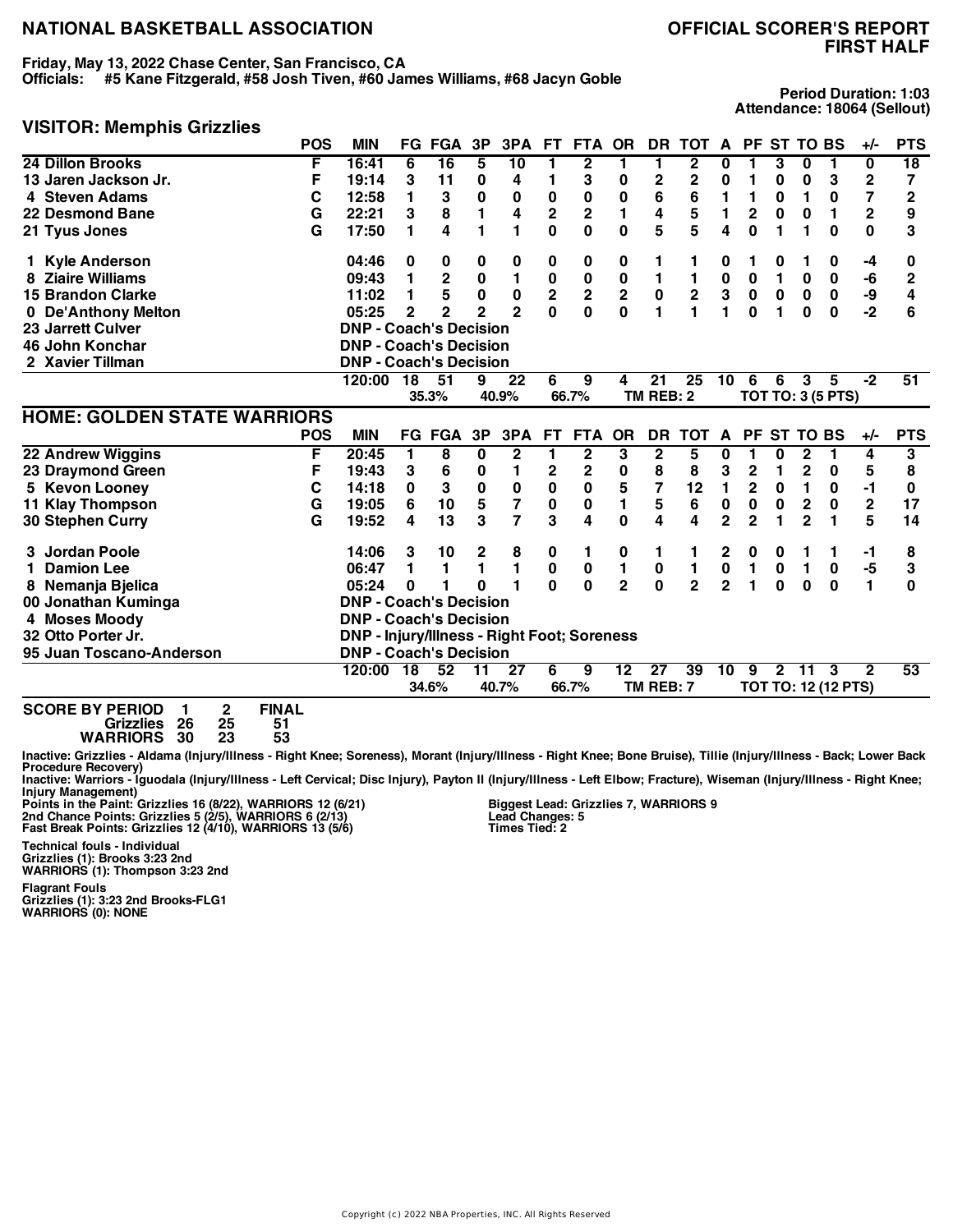# NATIONAL BASKETBALL ASSOCIATION

# OFFICIAL SCORER'S REPORT
## FIRST HALF

**Friday, May 13, 2022 Chase Center, San Francisco, CA**
**Officials: #5 Kane Fitzgerald, #58 Josh Tiven, #60 James Williams, #68 Jacyn Goble**

**Period Duration: 1:03**
**Attendance: 18064 (Sellout)**

## VISITOR: Memphis Grizzlies

| | POS | MIN | FG | FGA | 3P | 3PA | FT | FTA | OR | DR | TOT | A | PF | ST | TO | BS | +/- | PTS |
|---|---|---|---|---|---|---|---|---|---|---|---|---|---|---|---|---|---|---|
| 24 Dillon Brooks | F | 16:41 | 6 | 16 | 5 | 10 | 1 | 2 | 1 | 1 | 2 | 0 | 1 | 3 | 0 | 1 | 0 | 18 |
| 13 Jaren Jackson Jr. | F | 19:14 | 3 | 11 | 0 | 4 | 1 | 3 | 0 | 2 | 2 | 0 | 1 | 0 | 0 | 3 | 2 | 7 |
| 4 Steven Adams | C | 12:58 | 1 | 3 | 0 | 0 | 0 | 0 | 0 | 6 | 6 | 1 | 1 | 0 | 1 | 0 | 7 | 2 |
| 22 Desmond Bane | G | 22:21 | 3 | 8 | 1 | 4 | 2 | 2 | 1 | 4 | 5 | 1 | 2 | 0 | 0 | 1 | 2 | 9 |
| 21 Tyus Jones | G | 17:50 | 1 | 4 | 1 | 1 | 0 | 0 | 0 | 5 | 5 | 4 | 0 | 1 | 1 | 0 | 0 | 3 |
| 1 Kyle Anderson | | 04:46 | 0 | 0 | 0 | 0 | 0 | 0 | 0 | 1 | 1 | 0 | 1 | 0 | 1 | 0 | -4 | 0 |
| 8 Ziaire Williams | | 09:43 | 1 | 2 | 0 | 1 | 0 | 0 | 0 | 1 | 1 | 0 | 0 | 1 | 0 | 0 | -6 | 2 |
| 15 Brandon Clarke | | 11:02 | 1 | 5 | 0 | 0 | 2 | 2 | 2 | 0 | 2 | 3 | 0 | 0 | 0 | 0 | -9 | 4 |
| 0 De'Anthony Melton | | 05:25 | 2 | 2 | 2 | 2 | 0 | 0 | 0 | 1 | 1 | 1 | 0 | 1 | 0 | 0 | -2 | 6 |
| 23 Jarrett Culver | | DNP - Coach's Decision | | | | | | | | | | | | | | | | |
| 46 John Konchar | | DNP - Coach's Decision | | | | | | | | | | | | | | | | |
| 2 Xavier Tillman | | DNP - Coach's Decision | | | | | | | | | | | | | | | | |
| | | 120:00 | 18 | 51 | 9 | 22 | 6 | 9 | 4 | 21 | 25 | 10 | 6 | 6 | 3 | 5 | -2 | 51 |
| | | | 35.3% | | 40.9% | | 66.7% | | | TM REB: 2 | | | TOT TO: 3 (5 PTS) | | | | | |

## HOME: GOLDEN STATE WARRIORS

| | POS | MIN | FG | FGA | 3P | 3PA | FT | FTA | OR | DR | TOT | A | PF | ST | TO | BS | +/- | PTS |
|---|---|---|---|---|---|---|---|---|---|---|---|---|---|---|---|---|---|---|
| 22 Andrew Wiggins | F | 20:45 | 1 | 8 | 0 | 2 | 1 | 2 | 3 | 2 | 5 | 0 | 1 | 0 | 2 | 1 | 4 | 3 |
| 23 Draymond Green | F | 19:43 | 3 | 6 | 0 | 1 | 2 | 2 | 0 | 8 | 8 | 3 | 2 | 1 | 2 | 0 | 5 | 8 |
| 5 Kevon Looney | C | 14:18 | 0 | 3 | 0 | 0 | 0 | 0 | 5 | 7 | 12 | 1 | 2 | 0 | 1 | 0 | -1 | 0 |
| 11 Klay Thompson | G | 19:05 | 6 | 10 | 5 | 7 | 0 | 0 | 1 | 5 | 6 | 0 | 0 | 0 | 2 | 0 | 2 | 17 |
| 30 Stephen Curry | G | 19:52 | 4 | 13 | 3 | 7 | 3 | 4 | 0 | 4 | 4 | 2 | 2 | 1 | 2 | 1 | 5 | 14 |
| 3 Jordan Poole | | 14:06 | 3 | 10 | 2 | 8 | 0 | 1 | 0 | 1 | 1 | 2 | 0 | 0 | 1 | 1 | -1 | 8 |
| 1 Damion Lee | | 06:47 | 1 | 1 | 1 | 1 | 0 | 0 | 1 | 0 | 1 | 0 | 1 | 0 | 1 | 0 | -5 | 3 |
| 8 Nemanja Bjelica | | 05:24 | 0 | 1 | 0 | 1 | 0 | 0 | 2 | 0 | 2 | 2 | 1 | 0 | 0 | 0 | 1 | 0 |
| 00 Jonathan Kuminga | | DNP - Coach's Decision | | | | | | | | | | | | | | | | |
| 4 Moses Moody | | DNP - Coach's Decision | | | | | | | | | | | | | | | | |
| 32 Otto Porter Jr. | | DNP - Injury/Illness - Right Foot; Soreness | | | | | | | | | | | | | | | | |
| 95 Juan Toscano-Anderson | | DNP - Coach's Decision | | | | | | | | | | | | | | | | |
| | | 120:00 | 18 | 52 | 11 | 27 | 6 | 9 | 12 | 27 | 39 | 10 | 9 | 2 | 11 | 3 | 2 | 53 |
| | | | 34.6% | | 40.7% | | 66.7% | | | TM REB: 7 | | | TOT TO: 12 (12 PTS) | | | | | |

| SCORE BY PERIOD | 1 | 2 | FINAL |
|---|---|---|---|
| Grizzlies | 26 | 25 | 51 |
| WARRIORS | 30 | 23 | 53 |

Inactive: Grizzlies - Aldama (Injury/Illness - Right Knee; Soreness), Morant (Injury/Illness - Right Knee; Bone Bruise), Tillie (Injury/Illness - Back; Lower Back Procedure Recovery)
Inactive: Warriors - Iguodala (Injury/Illness - Left Cervical; Disc Injury), Payton II (Injury/Illness - Left Elbow; Fracture), Wiseman (Injury/Illness - Right Knee; Injury Management)

Points in the Paint: Grizzlies 16 (8/22), WARRIORS 12 (6/21)
2nd Chance Points: Grizzlies 5 (2/5), WARRIORS 6 (2/13)
Fast Break Points: Grizzlies 12 (4/10), WARRIORS 13 (5/6)

Biggest Lead: Grizzlies 7, WARRIORS 9
Lead Changes: 5
Times Tied: 2

**Technical fouls - Individual**
Grizzlies (1): Brooks 3:23 2nd
WARRIORS (1): Thompson 3:23 2nd

**Flagrant Fouls**
Grizzlies (1): 3:23 2nd Brooks-FLG1
WARRIORS (0): NONE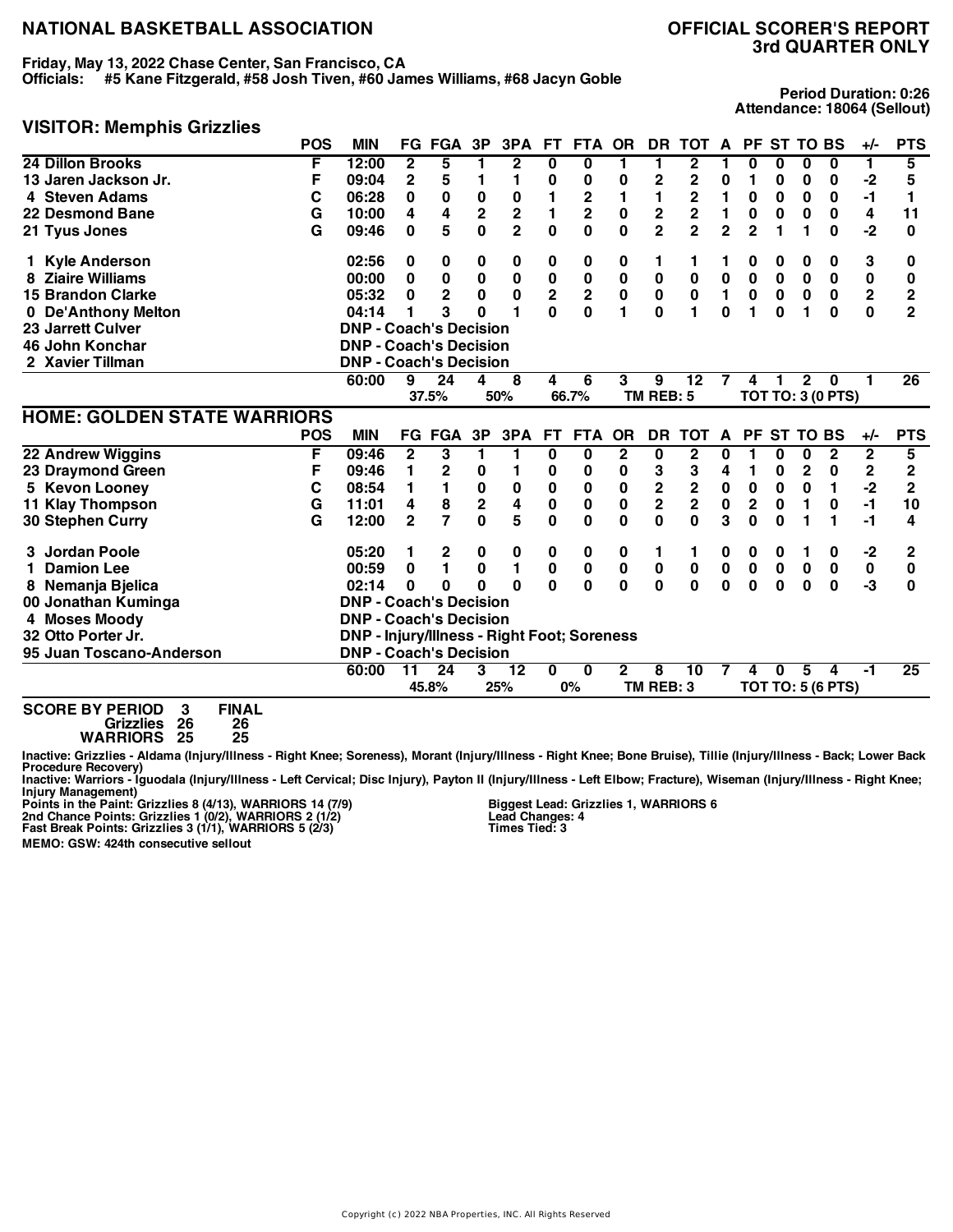# NATIONAL BASKETBALL ASSOCIATION

## OFFICIAL SCORER'S REPORT
## 3rd QUARTER ONLY

**Friday, May 13, 2022 Chase Center, San Francisco, CA**
**Officials: #5 Kane Fitzgerald, #58 Josh Tiven, #60 James Williams, #68 Jacyn Goble**

**Period Duration: 0:26**
**Attendance: 18064 (Sellout)**

### VISITOR: Memphis Grizzlies

| | POS | MIN | FG | FGA | 3P | 3PA | FT | FTA | OR | DR | TOT | A | PF | ST | TO | BS | +/- | PTS |
|---|---|---|---|---|---|---|---|---|---|---|---|---|---|---|---|---|---|---|
| 24 Dillon Brooks | F | 12:00 | 2 | 5 | 1 | 2 | 0 | 0 | 1 | 1 | 2 | 1 | 0 | 0 | 0 | 0 | 1 | 5 |
| 13 Jaren Jackson Jr. | F | 09:04 | 2 | 5 | 1 | 1 | 0 | 0 | 0 | 2 | 2 | 0 | 1 | 0 | 0 | 0 | -2 | 5 |
| 4 Steven Adams | C | 06:28 | 0 | 0 | 0 | 0 | 1 | 2 | 1 | 1 | 2 | 1 | 0 | 0 | 0 | 0 | -1 | 1 |
| 22 Desmond Bane | G | 10:00 | 4 | 4 | 2 | 2 | 1 | 2 | 0 | 2 | 2 | 1 | 0 | 0 | 0 | 0 | 4 | 11 |
| 21 Tyus Jones | G | 09:46 | 0 | 5 | 0 | 2 | 0 | 0 | 0 | 2 | 2 | 2 | 2 | 1 | 1 | 0 | -2 | 0 |
| 1 Kyle Anderson | | 02:56 | 0 | 0 | 0 | 0 | 0 | 0 | 0 | 1 | 1 | 1 | 0 | 0 | 0 | 0 | 3 | 0 |
| 8 Ziaire Williams | | 00:00 | 0 | 0 | 0 | 0 | 0 | 0 | 0 | 0 | 0 | 0 | 0 | 0 | 0 | 0 | 0 | 0 |
| 15 Brandon Clarke | | 05:32 | 0 | 2 | 0 | 0 | 2 | 2 | 0 | 0 | 0 | 1 | 0 | 0 | 0 | 0 | 2 | 2 |
| 0 De'Anthony Melton | | 04:14 | 1 | 3 | 0 | 1 | 0 | 0 | 1 | 0 | 1 | 0 | 1 | 0 | 1 | 0 | 0 | 2 |
| 23 Jarrett Culver | | DNP - Coach's Decision | | | | | | | | | | | | | | | | |
| 46 John Konchar | | DNP - Coach's Decision | | | | | | | | | | | | | | | | |
| 2 Xavier Tillman | | DNP - Coach's Decision | | | | | | | | | | | | | | | | |
| | | 60:00 | 9 | 24 | 4 | 8 | 4 | 6 | 3 | 9 | 12 | 7 | 4 | 1 | 2 | 0 | 1 | 26 |
| | | | | 37.5% | | 50% | | 66.7% | | TM REB: 5 | | | TOT TO: 3 (0 PTS) | | | | | |

### HOME: GOLDEN STATE WARRIORS

| | POS | MIN | FG | FGA | 3P | 3PA | FT | FTA | OR | DR | TOT | A | PF | ST | TO | BS | +/- | PTS |
|---|---|---|---|---|---|---|---|---|---|---|---|---|---|---|---|---|---|---|
| 22 Andrew Wiggins | F | 09:46 | 2 | 3 | 1 | 1 | 0 | 0 | 2 | 0 | 2 | 0 | 1 | 0 | 0 | 2 | 2 | 5 |
| 23 Draymond Green | F | 09:46 | 1 | 2 | 0 | 1 | 0 | 0 | 0 | 3 | 3 | 4 | 1 | 0 | 2 | 0 | 2 | 2 |
| 5 Kevon Looney | C | 08:54 | 1 | 1 | 0 | 0 | 0 | 0 | 0 | 2 | 2 | 0 | 0 | 0 | 0 | 1 | -2 | 2 |
| 11 Klay Thompson | G | 11:01 | 4 | 8 | 2 | 4 | 0 | 0 | 0 | 2 | 2 | 0 | 2 | 0 | 1 | 0 | -1 | 10 |
| 30 Stephen Curry | G | 12:00 | 2 | 7 | 0 | 5 | 0 | 0 | 0 | 0 | 0 | 3 | 0 | 0 | 1 | 1 | -1 | 4 |
| 3 Jordan Poole | | 05:20 | 1 | 2 | 0 | 0 | 0 | 0 | 0 | 1 | 1 | 0 | 0 | 0 | 1 | 0 | -2 | 2 |
| 1 Damion Lee | | 00:59 | 0 | 1 | 0 | 1 | 0 | 0 | 0 | 0 | 0 | 0 | 0 | 0 | 0 | 0 | 0 | 0 |
| 8 Nemanja Bjelica | | 02:14 | 0 | 0 | 0 | 0 | 0 | 0 | 0 | 0 | 0 | 0 | 0 | 0 | 0 | 0 | -3 | 0 |
| 00 Jonathan Kuminga | | DNP - Coach's Decision | | | | | | | | | | | | | | | | |
| 4 Moses Moody | | DNP - Coach's Decision | | | | | | | | | | | | | | | | |
| 32 Otto Porter Jr. | | DNP - Injury/Illness - Right Foot; Soreness | | | | | | | | | | | | | | | | |
| 95 Juan Toscano-Anderson | | DNP - Coach's Decision | | | | | | | | | | | | | | | | |
| | | 60:00 | 11 | 24 | 3 | 12 | 0 | 0 | 2 | 8 | 10 | 7 | 4 | 0 | 5 | 4 | -1 | 25 |
| | | | | 45.8% | | 25% | | 0% | | TM REB: 3 | | | TOT TO: 5 (6 PTS) | | | | | |

| SCORE BY PERIOD | 3 | FINAL |
|---|---|---|
| Grizzlies | 26 | 26 |
| WARRIORS | 25 | 25 |

Inactive: Grizzlies - Aldama (Injury/Illness - Right Knee; Soreness), Morant (Injury/Illness - Right Knee; Bone Bruise), Tillie (Injury/Illness - Back; Lower Back Procedure Recovery)
Inactive: Warriors - Iguodala (Injury/Illness - Left Cervical; Disc Injury), Payton II (Injury/Illness - Left Elbow; Fracture), Wiseman (Injury/Illness - Right Knee; Injury Management)

Points in the Paint: Grizzlies 8 (4/13), WARRIORS 14 (7/9)
2nd Chance Points: Grizzlies 1 (0/2), WARRIORS 2 (1/2)
Fast Break Points: Grizzlies 3 (1/1), WARRIORS 5 (2/3)

Biggest Lead: Grizzlies 1, WARRIORS 6
Lead Changes: 4
Times Tied: 3

MEMO: GSW: 424th consecutive sellout

Copyright (c) 2022 NBA Properties, INC. All Rights Reserved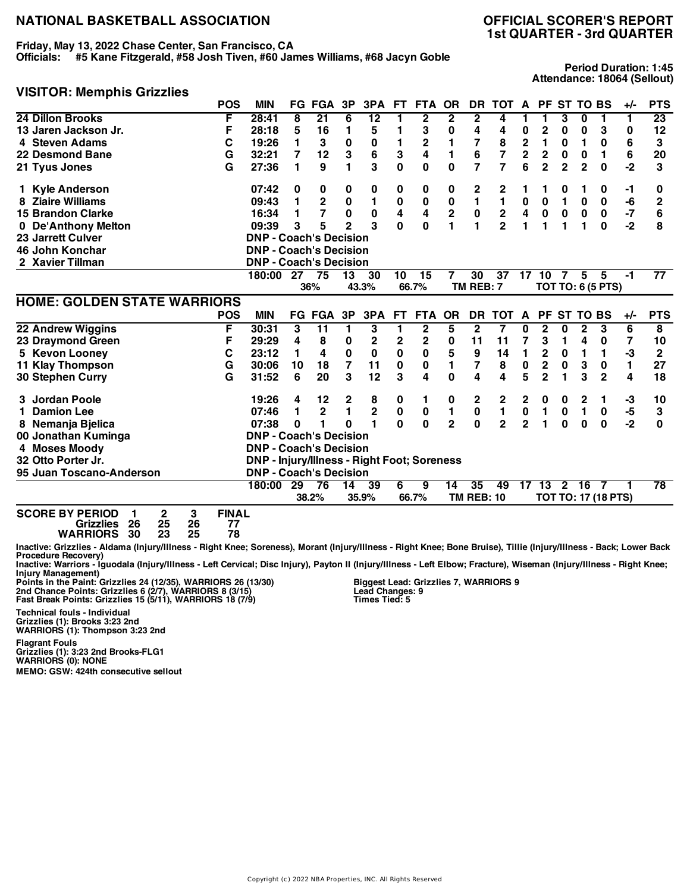# NATIONAL BASKETBALL ASSOCIATION

# OFFICIAL SCORER'S REPORT
## 1st QUARTER - 3rd QUARTER

**Friday, May 13, 2022 Chase Center, San Francisco, CA**
**Officials: #5 Kane Fitzgerald, #58 Josh Tiven, #60 James Williams, #68 Jacyn Goble**

**Period Duration: 1:45**
**Attendance: 18064 (Sellout)**

## VISITOR: Memphis Grizzlies

| | POS | MIN | FG | FGA | 3P | 3PA | FT | FTA | OR | DR | TOT | A | PF | ST | TO | BS | +/- | PTS |
|---|---|---|---|---|---|---|---|---|---|---|---|---|---|---|---|---|---|---|
| 24 Dillon Brooks | F | 28:41 | 8 | 21 | 6 | 12 | 1 | 2 | 2 | 2 | 4 | 1 | 1 | 3 | 0 | 1 | 1 | 23 |
| 13 Jaren Jackson Jr. | F | 28:18 | 5 | 16 | 1 | 5 | 1 | 3 | 0 | 4 | 4 | 0 | 2 | 0 | 0 | 3 | 0 | 12 |
| 4 Steven Adams | C | 19:26 | 1 | 3 | 0 | 0 | 1 | 2 | 1 | 7 | 8 | 2 | 1 | 0 | 1 | 0 | 6 | 3 |
| 22 Desmond Bane | G | 32:21 | 7 | 12 | 3 | 6 | 3 | 4 | 1 | 6 | 7 | 2 | 2 | 0 | 0 | 1 | 6 | 20 |
| 21 Tyus Jones | G | 27:36 | 1 | 9 | 1 | 3 | 0 | 0 | 0 | 7 | 7 | 6 | 2 | 2 | 2 | 0 | -2 | 3 |
| 1 Kyle Anderson | | 07:42 | 0 | 0 | 0 | 0 | 0 | 0 | 0 | 2 | 2 | 1 | 1 | 0 | 1 | 0 | -1 | 0 |
| 8 Ziaire Williams | | 09:43 | 1 | 2 | 0 | 1 | 0 | 0 | 0 | 1 | 1 | 0 | 0 | 1 | 0 | 0 | -6 | 2 |
| 15 Brandon Clarke | | 16:34 | 1 | 7 | 0 | 0 | 4 | 4 | 2 | 0 | 2 | 4 | 0 | 0 | 0 | 0 | -7 | 6 |
| 0 De'Anthony Melton | | 09:39 | 3 | 5 | 2 | 3 | 0 | 0 | 1 | 1 | 2 | 1 | 1 | 1 | 1 | 0 | -2 | 8 |
| 23 Jarrett Culver | | DNP - Coach's Decision | | | | | | | | | | | | | | | | |
| 46 John Konchar | | DNP - Coach's Decision | | | | | | | | | | | | | | | | |
| 2 Xavier Tillman | | DNP - Coach's Decision | | | | | | | | | | | | | | | | |
| | | 180:00 | 27 | 75 | 13 | 30 | 10 | 15 | 7 | 30 | 37 | 17 | 10 | 7 | 5 | 5 | -1 | 77 |
| | | | | 36% | | 43.3% | | 66.7% | | TM REB: 7 | | | TOT TO: 6 (5 PTS) | | | | | |

## HOME: GOLDEN STATE WARRIORS

| | POS | MIN | FG | FGA | 3P | 3PA | FT | FTA | OR | DR | TOT | A | PF | ST | TO | BS | +/- | PTS |
|---|---|---|---|---|---|---|---|---|---|---|---|---|---|---|---|---|---|---|
| 22 Andrew Wiggins | F | 30:31 | 3 | 11 | 1 | 3 | 1 | 2 | 5 | 2 | 7 | 0 | 2 | 0 | 2 | 3 | 6 | 8 |
| 23 Draymond Green | F | 29:29 | 4 | 8 | 0 | 2 | 2 | 2 | 0 | 11 | 11 | 7 | 3 | 1 | 4 | 0 | 7 | 10 |
| 5 Kevon Looney | C | 23:12 | 1 | 4 | 0 | 0 | 0 | 0 | 5 | 9 | 14 | 1 | 2 | 0 | 1 | 1 | -3 | 2 |
| 11 Klay Thompson | G | 30:06 | 10 | 18 | 7 | 11 | 0 | 0 | 1 | 7 | 8 | 0 | 2 | 0 | 3 | 0 | 1 | 27 |
| 30 Stephen Curry | G | 31:52 | 6 | 20 | 3 | 12 | 3 | 4 | 0 | 4 | 4 | 5 | 2 | 1 | 3 | 2 | 4 | 18 |
| 3 Jordan Poole | | 19:26 | 4 | 12 | 2 | 8 | 0 | 1 | 0 | 2 | 2 | 2 | 0 | 0 | 2 | 1 | -3 | 10 |
| 1 Damion Lee | | 07:46 | 1 | 2 | 1 | 2 | 0 | 0 | 1 | 0 | 1 | 0 | 1 | 0 | 1 | 0 | -5 | 3 |
| 8 Nemanja Bjelica | | 07:38 | 0 | 1 | 0 | 1 | 0 | 0 | 2 | 0 | 2 | 2 | 1 | 0 | 0 | 0 | -2 | 0 |
| 00 Jonathan Kuminga | | DNP - Coach's Decision | | | | | | | | | | | | | | | | |
| 4 Moses Moody | | DNP - Coach's Decision | | | | | | | | | | | | | | | | |
| 32 Otto Porter Jr. | | DNP - Injury/Illness - Right Foot; Soreness | | | | | | | | | | | | | | | | |
| 95 Juan Toscano-Anderson | | DNP - Coach's Decision | | | | | | | | | | | | | | | | |
| | | 180:00 | 29 | 76 | 14 | 39 | 6 | 9 | 14 | 35 | 49 | 17 | 13 | 2 | 16 | 7 | 1 | 78 |
| | | | | 38.2% | | 35.9% | | 66.7% | | TM REB: 10 | | | TOT TO: 17 (18 PTS) | | | | | |

| SCORE BY PERIOD | 1 | 2 | 3 | FINAL |
|---|---|---|---|---|
| Grizzlies | 26 | 25 | 26 | 77 |
| WARRIORS | 30 | 23 | 25 | 78 |

Inactive: Grizzlies - Aldama (Injury/Illness - Right Knee; Soreness), Morant (Injury/Illness - Right Knee; Bone Bruise), Tillie (Injury/Illness - Back; Lower Back Procedure Recovery)
Inactive: Warriors - Iguodala (Injury/Illness - Left Cervical; Disc Injury), Payton II (Injury/Illness - Left Elbow; Fracture), Wiseman (Injury/Illness - Right Knee; Injury Management)

Points in the Paint: Grizzlies 24 (12/35), WARRIORS 26 (13/30)
2nd Chance Points: Grizzlies 6 (2/7), WARRIORS 8 (3/15)
Fast Break Points: Grizzlies 15 (5/11), WARRIORS 18 (7/9)

Biggest Lead: Grizzlies 7, WARRIORS 9
Lead Changes: 9
Times Tied: 5

**Technical fouls - Individual**
Grizzlies (1): Brooks 3:23 2nd
WARRIORS (1): Thompson 3:23 2nd

**Flagrant Fouls**
Grizzlies (1): 3:23 2nd Brooks-FLG1
WARRIORS (0): NONE

MEMO: GSW: 424th consecutive sellout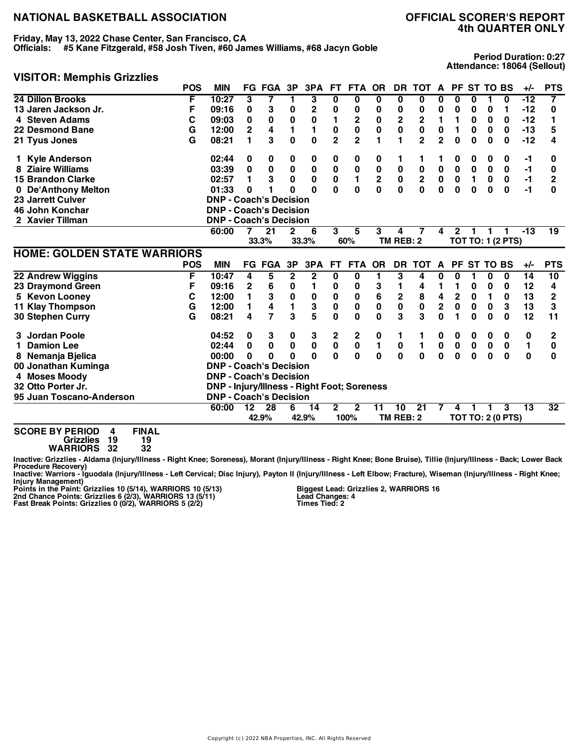# NATIONAL BASKETBALL ASSOCIATION

## OFFICIAL SCORER'S REPORT
## 4th QUARTER ONLY

**Friday, May 13, 2022 Chase Center, San Francisco, CA**
**Officials: #5 Kane Fitzgerald, #58 Josh Tiven, #60 James Williams, #68 Jacyn Goble**

**Period Duration: 0:27**
**Attendance: 18064 (Sellout)**

## VISITOR: Memphis Grizzlies

| | POS | MIN | FG | FGA | 3P | 3PA | FT | FTA | OR | DR | TOT | A | PF | ST | TO | BS | +/- | PTS |
|---|---|---|---|---|---|---|---|---|---|---|---|---|---|---|---|---|---|---|
| 24 Dillon Brooks | F | 10:27 | 3 | 7 | 1 | 3 | 0 | 0 | 0 | 0 | 0 | 0 | 0 | 0 | 1 | 0 | -12 | 7 |
| 13 Jaren Jackson Jr. | F | 09:16 | 0 | 3 | 0 | 2 | 0 | 0 | 0 | 0 | 0 | 0 | 0 | 0 | 0 | 1 | -12 | 0 |
| 4 Steven Adams | C | 09:03 | 0 | 0 | 0 | 0 | 1 | 2 | 0 | 2 | 2 | 1 | 1 | 0 | 0 | 0 | -12 | 1 |
| 22 Desmond Bane | G | 12:00 | 2 | 4 | 1 | 1 | 0 | 0 | 0 | 0 | 0 | 0 | 1 | 0 | 0 | 0 | -13 | 5 |
| 21 Tyus Jones | G | 08:21 | 1 | 3 | 0 | 0 | 2 | 2 | 1 | 1 | 2 | 2 | 0 | 0 | 0 | 0 | -12 | 4 |
| 1 Kyle Anderson | | 02:44 | 0 | 0 | 0 | 0 | 0 | 0 | 0 | 1 | 1 | 1 | 0 | 0 | 0 | 0 | -1 | 0 |
| 8 Ziaire Williams | | 03:39 | 0 | 0 | 0 | 0 | 0 | 0 | 0 | 0 | 0 | 0 | 0 | 0 | 0 | 0 | -1 | 0 |
| 15 Brandon Clarke | | 02:57 | 1 | 3 | 0 | 0 | 0 | 1 | 2 | 0 | 2 | 0 | 0 | 1 | 0 | 0 | -1 | 2 |
| 0 De'Anthony Melton | | 01:33 | 0 | 1 | 0 | 0 | 0 | 0 | 0 | 0 | 0 | 0 | 0 | 0 | 0 | 0 | -1 | 0 |
| 23 Jarrett Culver | | DNP - Coach's Decision | | | | | | | | | | | | | | | | |
| 46 John Konchar | | DNP - Coach's Decision | | | | | | | | | | | | | | | | |
| 2 Xavier Tillman | | DNP - Coach's Decision | | | | | | | | | | | | | | | | |
| | | 60:00 | 7 | 21 | 2 | 6 | 3 | 5 | 3 | 4 | 7 | 4 | 2 | 1 | 1 | 1 | -13 | 19 |
| | | | | 33.3% | | 33.3% | | 60% | | TM REB: 2 | | | TOT TO: 1 (2 PTS) | | | | | |

## HOME: GOLDEN STATE WARRIORS

| | POS | MIN | FG | FGA | 3P | 3PA | FT | FTA | OR | DR | TOT | A | PF | ST | TO | BS | +/- | PTS |
|---|---|---|---|---|---|---|---|---|---|---|---|---|---|---|---|---|---|---|
| 22 Andrew Wiggins | F | 10:47 | 4 | 5 | 2 | 2 | 0 | 0 | 1 | 3 | 4 | 0 | 0 | 1 | 0 | 0 | 14 | 10 |
| 23 Draymond Green | F | 09:16 | 2 | 6 | 0 | 1 | 0 | 0 | 3 | 1 | 4 | 1 | 1 | 0 | 0 | 0 | 12 | 4 |
| 5 Kevon Looney | C | 12:00 | 1 | 3 | 0 | 0 | 0 | 0 | 6 | 2 | 8 | 4 | 2 | 0 | 1 | 0 | 13 | 2 |
| 11 Klay Thompson | G | 12:00 | 1 | 4 | 1 | 3 | 0 | 0 | 0 | 0 | 0 | 2 | 0 | 0 | 0 | 3 | 13 | 3 |
| 30 Stephen Curry | G | 08:21 | 4 | 7 | 3 | 5 | 0 | 0 | 0 | 3 | 3 | 0 | 1 | 0 | 0 | 0 | 12 | 11 |
| 3 Jordan Poole | | 04:52 | 0 | 3 | 0 | 3 | 2 | 2 | 0 | 1 | 1 | 0 | 0 | 0 | 0 | 0 | 0 | 2 |
| 1 Damion Lee | | 02:44 | 0 | 0 | 0 | 0 | 0 | 0 | 1 | 0 | 1 | 0 | 0 | 0 | 0 | 0 | 1 | 0 |
| 8 Nemanja Bjelica | | 00:00 | 0 | 0 | 0 | 0 | 0 | 0 | 0 | 0 | 0 | 0 | 0 | 0 | 0 | 0 | 0 | 0 |
| 00 Jonathan Kuminga | | DNP - Coach's Decision | | | | | | | | | | | | | | | | |
| 4 Moses Moody | | DNP - Coach's Decision | | | | | | | | | | | | | | | | |
| 32 Otto Porter Jr. | | DNP - Injury/Illness - Right Foot; Soreness | | | | | | | | | | | | | | | | |
| 95 Juan Toscano-Anderson | | DNP - Coach's Decision | | | | | | | | | | | | | | | | |
| | | 60:00 | 12 | 28 | 6 | 14 | 2 | 2 | 11 | 10 | 21 | 7 | 4 | 1 | 1 | 3 | 13 | 32 |
| | | | | 42.9% | | 42.9% | | 100% | | TM REB: 2 | | | TOT TO: 2 (0 PTS) | | | | | |

**SCORE BY PERIOD**

| | 4 | FINAL |
|---|---|---|
| Grizzlies | 19 | 19 |
| WARRIORS | 32 | 32 |

**Inactive: Grizzlies - Aldama (Injury/Illness - Right Knee; Soreness), Morant (Injury/Illness - Right Knee; Bone Bruise), Tillie (Injury/Illness - Back; Lower Back Procedure Recovery)**
**Inactive: Warriors - Iguodala (Injury/Illness - Left Cervical; Disc Injury), Payton II (Injury/Illness - Left Elbow; Fracture), Wiseman (Injury/Illness - Right Knee; Injury Management)**

**Points in the Paint: Grizzlies 10 (5/14), WARRIORS 10 (5/13)**
**2nd Chance Points: Grizzlies 6 (2/3), WARRIORS 13 (5/11)**
**Fast Break Points: Grizzlies 0 (0/2), WARRIORS 5 (2/2)**

**Biggest Lead: Grizzlies 2, WARRIORS 16**
**Lead Changes: 4**
**Times Tied: 2**

Copyright (c) 2022 NBA Properties, INC. All Rights Reserved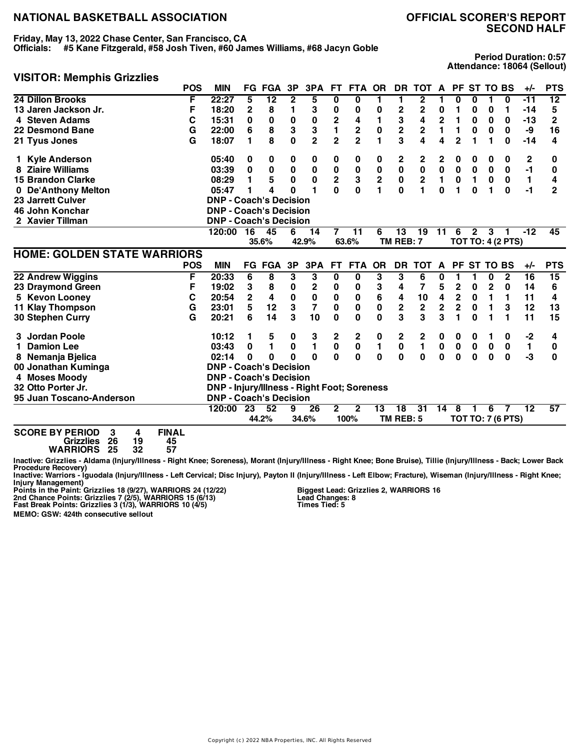# NATIONAL BASKETBALL ASSOCIATION

## OFFICIAL SCORER'S REPORT SECOND HALF

**Friday, May 13, 2022 Chase Center, San Francisco, CA**
**Officials: #5 Kane Fitzgerald, #58 Josh Tiven, #60 James Williams, #68 Jacyn Goble**

**Period Duration: 0:57**
**Attendance: 18064 (Sellout)**

### VISITOR: Memphis Grizzlies

| | POS | MIN | FG | FGA | 3P | 3PA | FT | FTA | OR | DR | TOT | A | PF | ST | TO | BS | +/- | PTS |
|---|---|---|---|---|---|---|---|---|---|---|---|---|---|---|---|---|---|---|
| 24 Dillon Brooks | F | 22:27 | 5 | 12 | 2 | 5 | 0 | 0 | 1 | 1 | 2 | 1 | 0 | 0 | 1 | 0 | -11 | 12 |
| 13 Jaren Jackson Jr. | F | 18:20 | 2 | 8 | 1 | 3 | 0 | 0 | 0 | 2 | 2 | 0 | 1 | 0 | 0 | 1 | -14 | 5 |
| 4 Steven Adams | C | 15:31 | 0 | 0 | 0 | 0 | 2 | 4 | 1 | 3 | 4 | 2 | 1 | 0 | 0 | 0 | -13 | 2 |
| 22 Desmond Bane | G | 22:00 | 6 | 8 | 3 | 3 | 1 | 2 | 0 | 2 | 2 | 1 | 1 | 0 | 0 | 0 | -9 | 16 |
| 21 Tyus Jones | G | 18:07 | 1 | 8 | 0 | 2 | 2 | 2 | 1 | 3 | 4 | 4 | 2 | 1 | 1 | 0 | -14 | 4 |
| 1 Kyle Anderson | | 05:40 | 0 | 0 | 0 | 0 | 0 | 0 | 0 | 2 | 2 | 2 | 0 | 0 | 0 | 0 | 2 | 0 |
| 8 Ziaire Williams | | 03:39 | 0 | 0 | 0 | 0 | 0 | 0 | 0 | 0 | 0 | 0 | 0 | 0 | 0 | 0 | -1 | 0 |
| 15 Brandon Clarke | | 08:29 | 1 | 5 | 0 | 0 | 2 | 3 | 2 | 0 | 2 | 1 | 0 | 1 | 0 | 0 | 1 | 4 |
| 0 De'Anthony Melton | | 05:47 | 1 | 4 | 0 | 1 | 0 | 0 | 1 | 0 | 1 | 0 | 1 | 0 | 1 | 0 | -1 | 2 |
| 23 Jarrett Culver | | DNP - Coach's Decision | | | | | | | | | | | | | | | | |
| 46 John Konchar | | DNP - Coach's Decision | | | | | | | | | | | | | | | | |
| 2 Xavier Tillman | | DNP - Coach's Decision | | | | | | | | | | | | | | | | |
| | | 120:00 | 16 | 45 | 6 | 14 | 7 | 11 | 6 | 13 | 19 | 11 | 6 | 2 | 3 | 1 | -12 | 45 |
| | | | | 35.6% | | 42.9% | | 63.6% | | TM REB: 7 | | | TOT TO: 4 (2 PTS) | | | | | |

### HOME: GOLDEN STATE WARRIORS

| | POS | MIN | FG | FGA | 3P | 3PA | FT | FTA | OR | DR | TOT | A | PF | ST | TO | BS | +/- | PTS |
|---|---|---|---|---|---|---|---|---|---|---|---|---|---|---|---|---|---|---|
| 22 Andrew Wiggins | F | 20:33 | 6 | 8 | 3 | 3 | 0 | 0 | 3 | 3 | 6 | 0 | 1 | 1 | 0 | 2 | 16 | 15 |
| 23 Draymond Green | F | 19:02 | 3 | 8 | 0 | 2 | 0 | 0 | 3 | 4 | 7 | 5 | 2 | 0 | 2 | 0 | 14 | 6 |
| 5 Kevon Looney | C | 20:54 | 2 | 4 | 0 | 0 | 0 | 0 | 6 | 4 | 10 | 4 | 2 | 0 | 1 | 1 | 11 | 4 |
| 11 Klay Thompson | G | 23:01 | 5 | 12 | 3 | 7 | 0 | 0 | 0 | 2 | 2 | 2 | 2 | 0 | 1 | 3 | 12 | 13 |
| 30 Stephen Curry | G | 20:21 | 6 | 14 | 3 | 10 | 0 | 0 | 0 | 3 | 3 | 3 | 1 | 0 | 1 | 1 | 11 | 15 |
| 3 Jordan Poole | | 10:12 | 1 | 5 | 0 | 3 | 2 | 2 | 0 | 2 | 2 | 0 | 0 | 0 | 1 | 0 | -2 | 4 |
| 1 Damion Lee | | 03:43 | 0 | 1 | 0 | 1 | 0 | 0 | 1 | 0 | 1 | 0 | 0 | 0 | 0 | 0 | 1 | 0 |
| 8 Nemanja Bjelica | | 02:14 | 0 | 0 | 0 | 0 | 0 | 0 | 0 | 0 | 0 | 0 | 0 | 0 | 0 | 0 | -3 | 0 |
| 00 Jonathan Kuminga | | DNP - Coach's Decision | | | | | | | | | | | | | | | | |
| 4 Moses Moody | | DNP - Coach's Decision | | | | | | | | | | | | | | | | |
| 32 Otto Porter Jr. | | DNP - Injury/Illness - Right Foot; Soreness | | | | | | | | | | | | | | | | |
| 95 Juan Toscano-Anderson | | DNP - Coach's Decision | | | | | | | | | | | | | | | | |
| | | 120:00 | 23 | 52 | 9 | 26 | 2 | 2 | 13 | 18 | 31 | 14 | 8 | 1 | 6 | 7 | 12 | 57 |
| | | | | 44.2% | | 34.6% | | 100% | | TM REB: 5 | | | TOT TO: 7 (6 PTS) | | | | | |

| SCORE BY PERIOD | 3 | 4 | FINAL |
|---|---|---|---|
| Grizzlies | 26 | 19 | 45 |
| WARRIORS | 25 | 32 | 57 |

Inactive: Grizzlies - Aldama (Injury/Illness - Right Knee; Soreness), Morant (Injury/Illness - Right Knee; Bone Bruise), Tillie (Injury/Illness - Back; Lower Back Procedure Recovery)
Inactive: Warriors - Iguodala (Injury/Illness - Left Cervical; Disc Injury), Payton II (Injury/Illness - Left Elbow; Fracture), Wiseman (Injury/Illness - Right Knee; Injury Management)

Points in the Paint: Grizzlies 18 (9/27), WARRIORS 24 (12/22)
2nd Chance Points: Grizzlies 7 (2/5), WARRIORS 15 (6/13)
Fast Break Points: Grizzlies 3 (1/3), WARRIORS 10 (4/5)

Biggest Lead: Grizzlies 2, WARRIORS 16
Lead Changes: 8
Times Tied: 5

MEMO: GSW: 424th consecutive sellout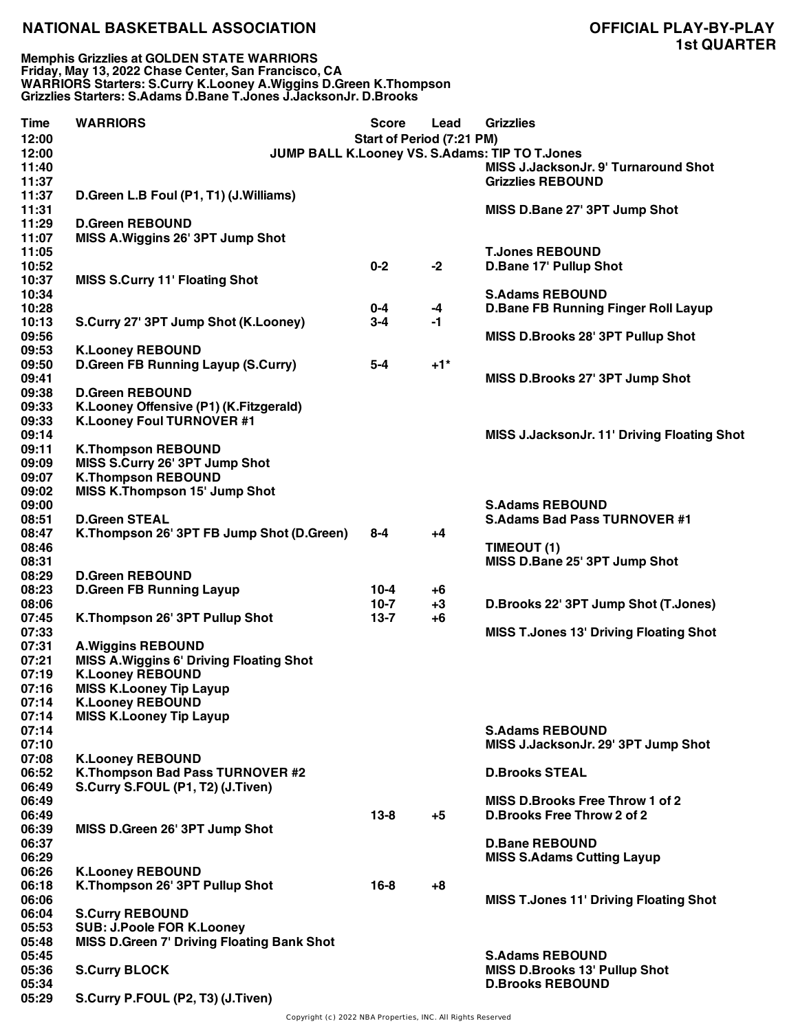# NATIONAL BASKETBALL ASSOCIATION

# OFFICIAL PLAY-BY-PLAY
## 1st QUARTER

**Memphis Grizzlies at GOLDEN STATE WARRIORS**
**Friday, May 13, 2022 Chase Center, San Francisco, CA**
**WARRIORS Starters: S.Curry K.Looney A.Wiggins D.Green K.Thompson**
**Grizzlies Starters: S.Adams D.Bane T.Jones J.JacksonJr. D.Brooks**

| Time | WARRIORS | Score | Lead | Grizzlies |
|---|---|---|---|---|
| 12:00 | | Start of Period (7:21 PM) | | |
| 12:00 | | JUMP BALL K.Looney VS. S.Adams: TIP TO T.Jones | | |
| 11:40 | | | | MISS J.JacksonJr. 9' Turnaround Shot |
| 11:37 | | | | Grizzlies REBOUND |
| 11:37 | D.Green L.B Foul (P1, T1) (J.Williams) | | | |
| 11:31 | | | | MISS D.Bane 27' 3PT Jump Shot |
| 11:29 | D.Green REBOUND | | | |
| 11:07 | MISS A.Wiggins 26' 3PT Jump Shot | | | |
| 11:05 | | | | T.Jones REBOUND |
| 10:52 | | 0-2 | -2 | D.Bane 17' Pullup Shot |
| 10:37 | MISS S.Curry 11' Floating Shot | | | |
| 10:34 | | | | S.Adams REBOUND |
| 10:28 | | 0-4 | -4 | D.Bane FB Running Finger Roll Layup |
| 10:13 | S.Curry 27' 3PT Jump Shot (K.Looney) | 3-4 | -1 | |
| 09:56 | | | | MISS D.Brooks 28' 3PT Pullup Shot |
| 09:53 | K.Looney REBOUND | | | |
| 09:50 | D.Green FB Running Layup (S.Curry) | 5-4 | +1* | |
| 09:41 | | | | MISS D.Brooks 27' 3PT Jump Shot |
| 09:38 | D.Green REBOUND | | | |
| 09:33 | K.Looney Offensive (P1) (K.Fitzgerald) | | | |
| 09:33 | K.Looney Foul TURNOVER #1 | | | |
| 09:14 | | | | MISS J.JacksonJr. 11' Driving Floating Shot |
| 09:11 | K.Thompson REBOUND | | | |
| 09:09 | MISS S.Curry 26' 3PT Jump Shot | | | |
| 09:07 | K.Thompson REBOUND | | | |
| 09:02 | MISS K.Thompson 15' Jump Shot | | | |
| 09:00 | | | | S.Adams REBOUND |
| 08:51 | D.Green STEAL | | | S.Adams Bad Pass TURNOVER #1 |
| 08:47 | K.Thompson 26' 3PT FB Jump Shot (D.Green) | 8-4 | +4 | |
| 08:46 | | | | TIMEOUT (1) |
| 08:31 | | | | MISS D.Bane 25' 3PT Jump Shot |
| 08:29 | D.Green REBOUND | | | |
| 08:23 | D.Green FB Running Layup | 10-4 | +6 | |
| 08:06 | | 10-7 | +3 | D.Brooks 22' 3PT Jump Shot (T.Jones) |
| 07:45 | K.Thompson 26' 3PT Pullup Shot | 13-7 | +6 | |
| 07:33 | | | | MISS T.Jones 13' Driving Floating Shot |
| 07:31 | A.Wiggins REBOUND | | | |
| 07:21 | MISS A.Wiggins 6' Driving Floating Shot | | | |
| 07:19 | K.Looney REBOUND | | | |
| 07:16 | MISS K.Looney Tip Layup | | | |
| 07:14 | K.Looney REBOUND | | | |
| 07:14 | MISS K.Looney Tip Layup | | | |
| 07:14 | | | | S.Adams REBOUND |
| 07:10 | | | | MISS J.JacksonJr. 29' 3PT Jump Shot |
| 07:08 | K.Looney REBOUND | | | |
| 06:52 | K.Thompson Bad Pass TURNOVER #2 | | | D.Brooks STEAL |
| 06:49 | S.Curry S.FOUL (P1, T2) (J.Tiven) | | | |
| 06:49 | | | | MISS D.Brooks Free Throw 1 of 2 |
| 06:49 | | 13-8 | +5 | D.Brooks Free Throw 2 of 2 |
| 06:39 | MISS D.Green 26' 3PT Jump Shot | | | |
| 06:37 | | | | D.Bane REBOUND |
| 06:29 | | | | MISS S.Adams Cutting Layup |
| 06:26 | K.Looney REBOUND | | | |
| 06:18 | K.Thompson 26' 3PT Pullup Shot | 16-8 | +8 | |
| 06:06 | | | | MISS T.Jones 11' Driving Floating Shot |
| 06:04 | S.Curry REBOUND | | | |
| 05:53 | SUB: J.Poole FOR K.Looney | | | |
| 05:48 | MISS D.Green 7' Driving Floating Bank Shot | | | |
| 05:45 | | | | S.Adams REBOUND |
| 05:36 | S.Curry BLOCK | | | MISS D.Brooks 13' Pullup Shot |
| 05:34 | | | | D.Brooks REBOUND |
| 05:29 | S.Curry P.FOUL (P2, T3) (J.Tiven) | | | |

Copyright (c) 2022 NBA Properties, INC. All Rights Reserved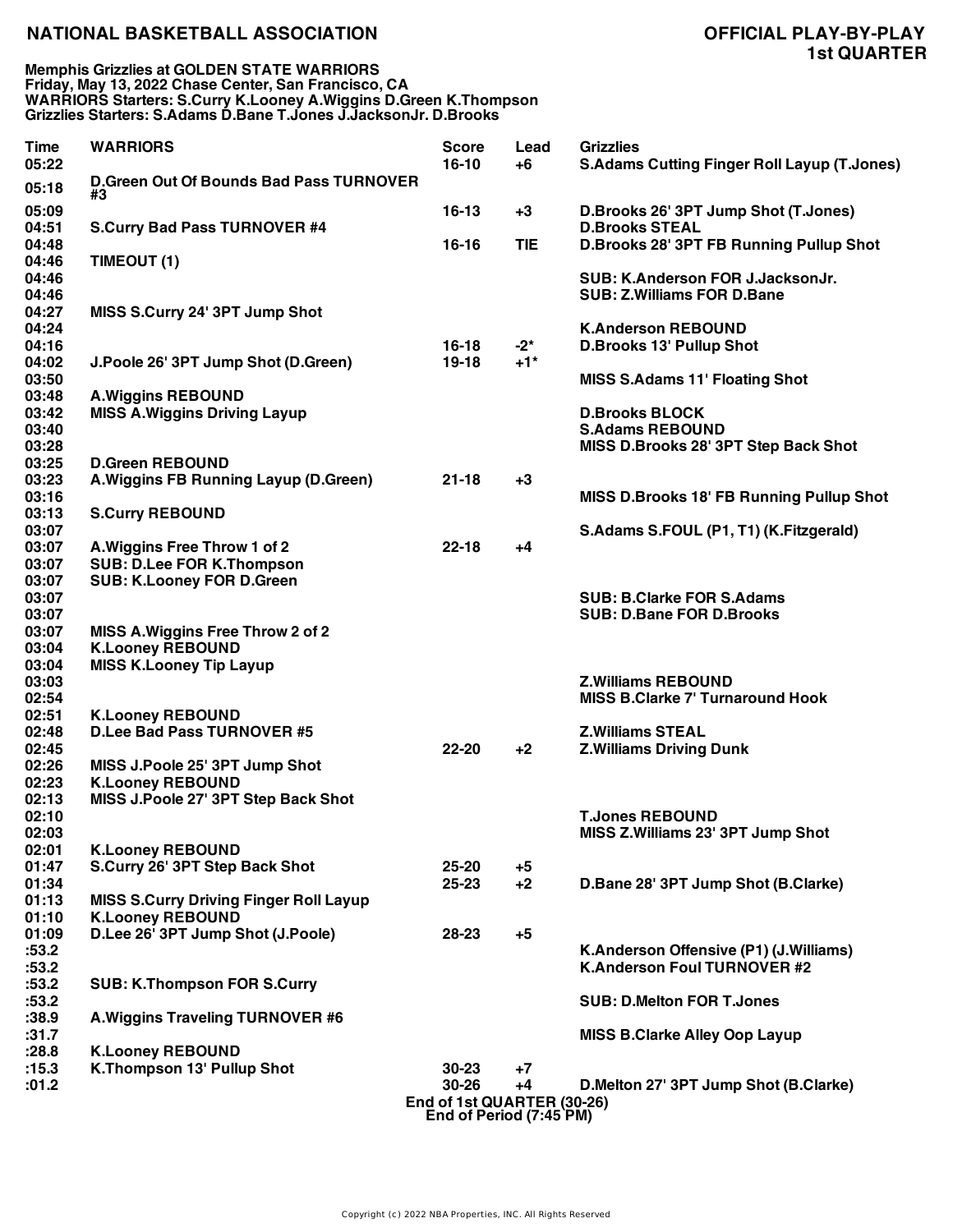**NATIONAL BASKETBALL ASSOCIATION** | **OFFICIAL PLAY-BY-PLAY 1st QUARTER**

**Memphis Grizzlies at GOLDEN STATE WARRIORS**
**Friday, May 13, 2022 Chase Center, San Francisco, CA**
**WARRIORS Starters: S.Curry K.Looney A.Wiggins D.Green K.Thompson**
**Grizzlies Starters: S.Adams D.Bane T.Jones J.JacksonJr. D.Brooks**

| Time | WARRIORS | Score | Lead | Grizzlies |
|---|---|---|---|---|
| 05:22 | | 16-10 | +6 | S.Adams Cutting Finger Roll Layup (T.Jones) |
| 05:18 | D.Green Out Of Bounds Bad Pass TURNOVER #3 | | | |
| 05:09 | | 16-13 | +3 | D.Brooks 26' 3PT Jump Shot (T.Jones) |
| 04:51 | S.Curry Bad Pass TURNOVER #4 | | | D.Brooks STEAL |
| 04:48 | | 16-16 | TIE | D.Brooks 28' 3PT FB Running Pullup Shot |
| 04:46 | TIMEOUT (1) | | | |
| 04:46 | | | | SUB: K.Anderson FOR J.JacksonJr. |
| 04:46 | | | | SUB: Z.Williams FOR D.Bane |
| 04:27 | MISS S.Curry 24' 3PT Jump Shot | | | |
| 04:24 | | | | K.Anderson REBOUND |
| 04:16 | | 16-18 | -2* | D.Brooks 13' Pullup Shot |
| 04:02 | J.Poole 26' 3PT Jump Shot (D.Green) | 19-18 | +1* | |
| 03:50 | | | | MISS S.Adams 11' Floating Shot |
| 03:48 | A.Wiggins REBOUND | | | |
| 03:42 | MISS A.Wiggins Driving Layup | | | D.Brooks BLOCK |
| 03:40 | | | | S.Adams REBOUND |
| 03:28 | | | | MISS D.Brooks 28' 3PT Step Back Shot |
| 03:25 | D.Green REBOUND | | | |
| 03:23 | A.Wiggins FB Running Layup (D.Green) | 21-18 | +3 | |
| 03:16 | | | | MISS D.Brooks 18' FB Running Pullup Shot |
| 03:13 | S.Curry REBOUND | | | |
| 03:07 | | | | S.Adams S.FOUL (P1, T1) (K.Fitzgerald) |
| 03:07 | A.Wiggins Free Throw 1 of 2 | 22-18 | +4 | |
| 03:07 | SUB: D.Lee FOR K.Thompson | | | |
| 03:07 | SUB: K.Looney FOR D.Green | | | |
| 03:07 | | | | SUB: B.Clarke FOR S.Adams |
| 03:07 | | | | SUB: D.Bane FOR D.Brooks |
| 03:07 | MISS A.Wiggins Free Throw 2 of 2 | | | |
| 03:04 | K.Looney REBOUND | | | |
| 03:04 | MISS K.Looney Tip Layup | | | |
| 03:03 | | | | Z.Williams REBOUND |
| 02:54 | | | | MISS B.Clarke 7' Turnaround Hook |
| 02:51 | K.Looney REBOUND | | | |
| 02:48 | D.Lee Bad Pass TURNOVER #5 | | | Z.Williams STEAL |
| 02:45 | | 22-20 | +2 | Z.Williams Driving Dunk |
| 02:26 | MISS J.Poole 25' 3PT Jump Shot | | | |
| 02:23 | K.Looney REBOUND | | | |
| 02:13 | MISS J.Poole 27' 3PT Step Back Shot | | | |
| 02:10 | | | | T.Jones REBOUND |
| 02:03 | | | | MISS Z.Williams 23' 3PT Jump Shot |
| 02:01 | K.Looney REBOUND | | | |
| 01:47 | S.Curry 26' 3PT Step Back Shot | 25-20 | +5 | |
| 01:34 | | 25-23 | +2 | D.Bane 28' 3PT Jump Shot (B.Clarke) |
| 01:13 | MISS S.Curry Driving Finger Roll Layup | | | |
| 01:10 | K.Looney REBOUND | | | |
| 01:09 | D.Lee 26' 3PT Jump Shot (J.Poole) | 28-23 | +5 | |
| :53.2 | | | | K.Anderson Offensive (P1) (J.Williams) |
| :53.2 | | | | K.Anderson Foul TURNOVER #2 |
| :53.2 | SUB: K.Thompson FOR S.Curry | | | |
| :53.2 | | | | SUB: D.Melton FOR T.Jones |
| :38.9 | A.Wiggins Traveling TURNOVER #6 | | | |
| :31.7 | | | | MISS B.Clarke Alley Oop Layup |
| :28.8 | K.Looney REBOUND | | | |
| :15.3 | K.Thompson 13' Pullup Shot | 30-23 | +7 | |
| :01.2 | | 30-26 | +4 | D.Melton 27' 3PT Jump Shot (B.Clarke) |

End of 1st QUARTER (30-26)
End of Period (7:45 PM)

Copyright (c) 2022 NBA Properties, INC. All Rights Reserved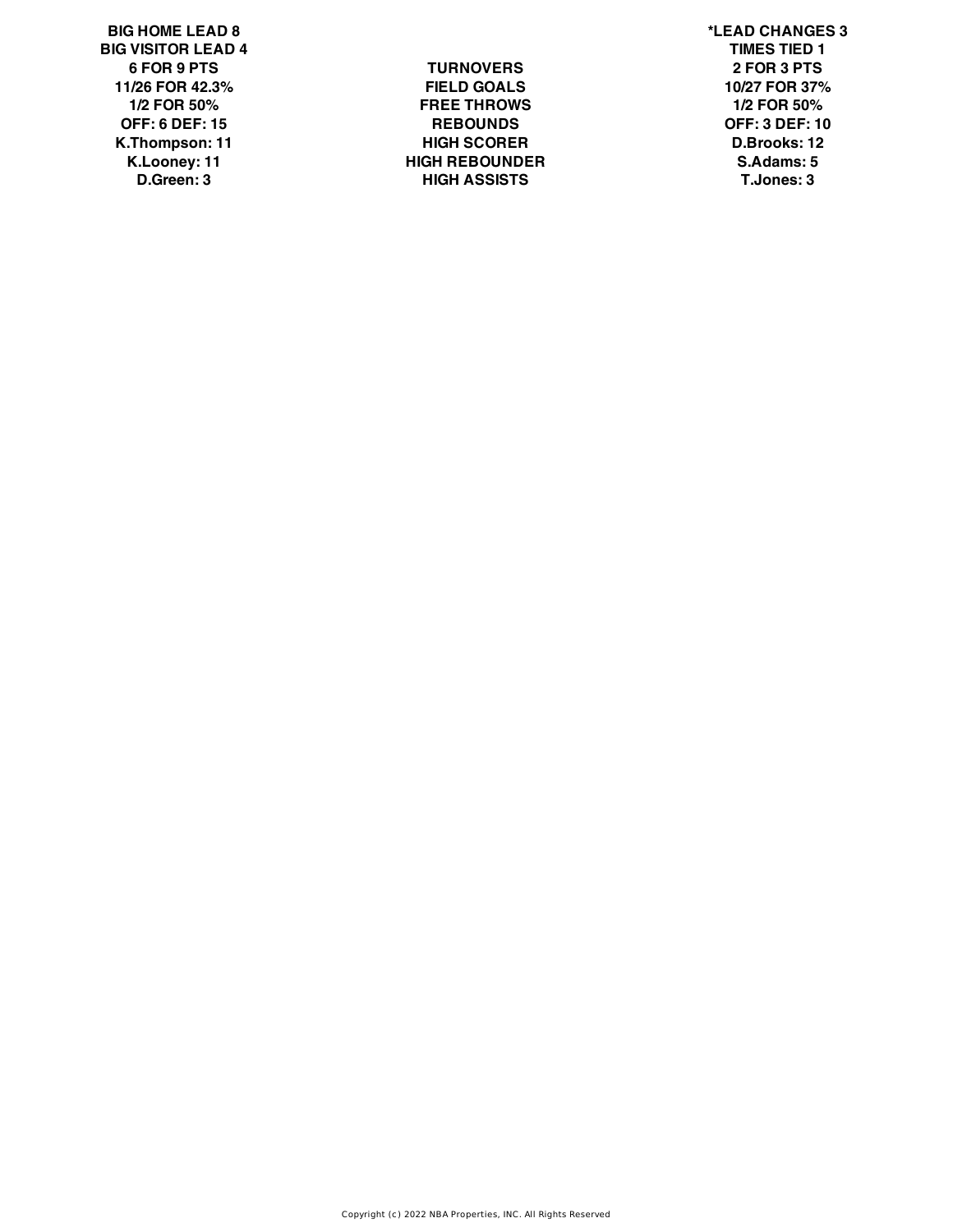| BIG HOME LEAD 8 | | *LEAD CHANGES 3 |
|---|---|---|
| BIG VISITOR LEAD 4 | | TIMES TIED 1 |
| 6 FOR 9 PTS | TURNOVERS | 2 FOR 3 PTS |
| 11/26 FOR 42.3% | FIELD GOALS | 10/27 FOR 37% |
| 1/2 FOR 50% | FREE THROWS | 1/2 FOR 50% |
| OFF: 6 DEF: 15 | REBOUNDS | OFF: 3 DEF: 10 |
| K.Thompson: 11 | HIGH SCORER | D.Brooks: 12 |
| K.Looney: 11 | HIGH REBOUNDER | S.Adams: 5 |
| D.Green: 3 | HIGH ASSISTS | T.Jones: 3 |

Copyright (c) 2022 NBA Properties, INC. All Rights Reserved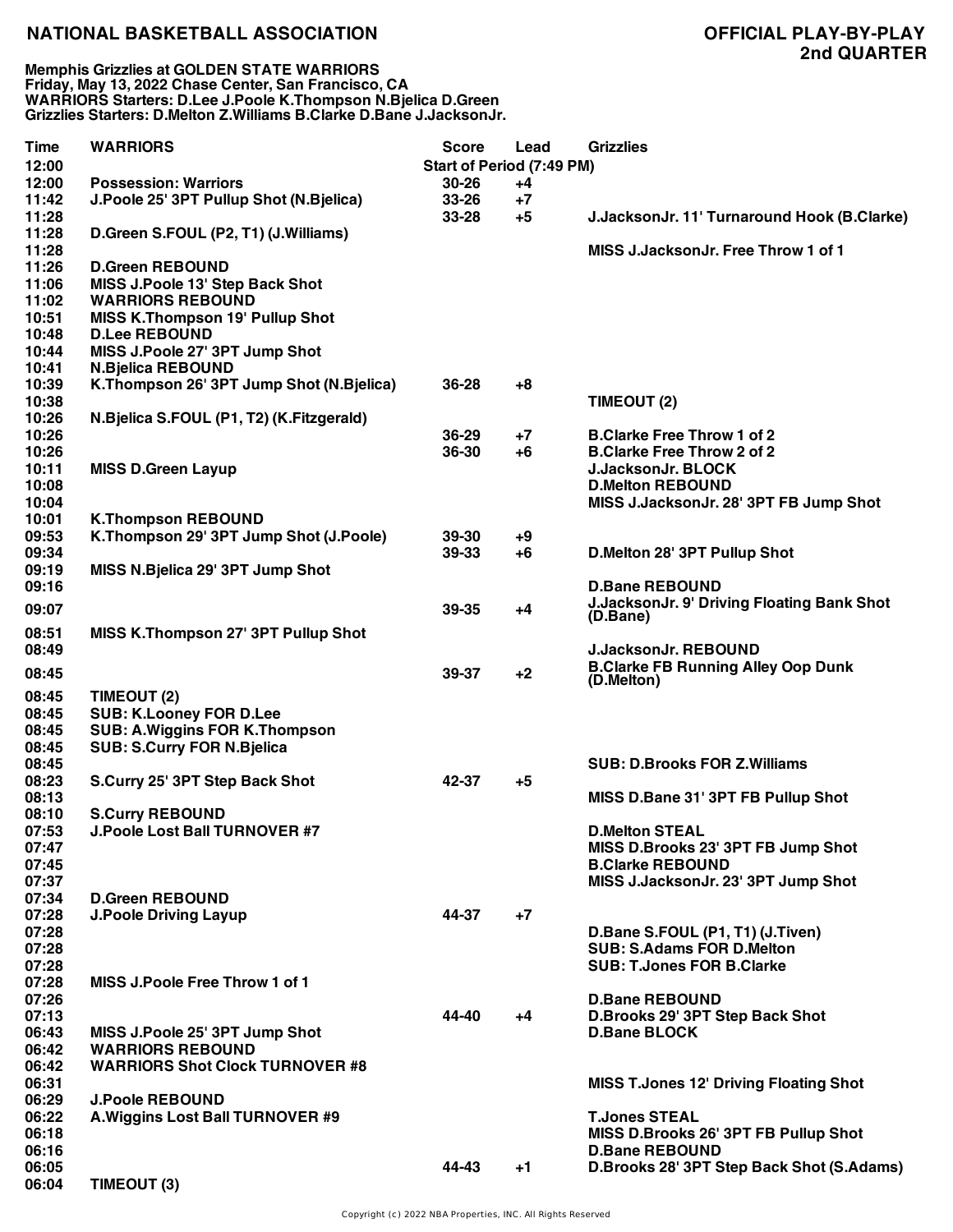# NATIONAL BASKETBALL ASSOCIATION

## OFFICIAL PLAY-BY-PLAY
## 2nd QUARTER

**Memphis Grizzlies at GOLDEN STATE WARRIORS**
**Friday, May 13, 2022 Chase Center, San Francisco, CA**
**WARRIORS Starters: D.Lee J.Poole K.Thompson N.Bjelica D.Green**
**Grizzlies Starters: D.Melton Z.Williams B.Clarke D.Bane J.JacksonJr.**

| Time | WARRIORS | Score | Lead | Grizzlies |
|---|---|---|---|---|
| 12:00 | | Start of Period (7:49 PM) | | |
| 12:00 | Possession: Warriors | 30-26 | +4 | |
| 11:42 | J.Poole 25' 3PT Pullup Shot (N.Bjelica) | 33-26 | +7 | |
| 11:28 | | 33-28 | +5 | J.JacksonJr. 11' Turnaround Hook (B.Clarke) |
| 11:28 | D.Green S.FOUL (P2, T1) (J.Williams) | | | |
| 11:28 | | | | MISS J.JacksonJr. Free Throw 1 of 1 |
| 11:26 | D.Green REBOUND | | | |
| 11:06 | MISS J.Poole 13' Step Back Shot | | | |
| 11:02 | WARRIORS REBOUND | | | |
| 10:51 | MISS K.Thompson 19' Pullup Shot | | | |
| 10:48 | D.Lee REBOUND | | | |
| 10:44 | MISS J.Poole 27' 3PT Jump Shot | | | |
| 10:41 | N.Bjelica REBOUND | | | |
| 10:39 | K.Thompson 26' 3PT Jump Shot (N.Bjelica) | 36-28 | +8 | |
| 10:38 | | | | TIMEOUT (2) |
| 10:26 | N.Bjelica S.FOUL (P1, T2) (K.Fitzgerald) | | | |
| 10:26 | | 36-29 | +7 | B.Clarke Free Throw 1 of 2 |
| 10:26 | | 36-30 | +6 | B.Clarke Free Throw 2 of 2 |
| 10:11 | MISS D.Green Layup | | | J.JacksonJr. BLOCK |
| 10:08 | | | | D.Melton REBOUND |
| 10:04 | | | | MISS J.JacksonJr. 28' 3PT FB Jump Shot |
| 10:01 | K.Thompson REBOUND | | | |
| 09:53 | K.Thompson 29' 3PT Jump Shot (J.Poole) | 39-30 | +9 | |
| 09:34 | | 39-33 | +6 | D.Melton 28' 3PT Pullup Shot |
| 09:19 | MISS N.Bjelica 29' 3PT Jump Shot | | | |
| 09:16 | | | | D.Bane REBOUND |
| 09:07 | | 39-35 | +4 | J.JacksonJr. 9' Driving Floating Bank Shot (D.Bane) |
| 08:51 | MISS K.Thompson 27' 3PT Pullup Shot | | | |
| 08:49 | | | | J.JacksonJr. REBOUND |
| 08:45 | | 39-37 | +2 | B.Clarke FB Running Alley Oop Dunk (D.Melton) |
| 08:45 | TIMEOUT (2) | | | |
| 08:45 | SUB: K.Looney FOR D.Lee | | | |
| 08:45 | SUB: A.Wiggins FOR K.Thompson | | | |
| 08:45 | SUB: S.Curry FOR N.Bjelica | | | |
| 08:45 | | | | SUB: D.Brooks FOR Z.Williams |
| 08:23 | S.Curry 25' 3PT Step Back Shot | 42-37 | +5 | |
| 08:13 | | | | MISS D.Bane 31' 3PT FB Pullup Shot |
| 08:10 | S.Curry REBOUND | | | |
| 07:53 | J.Poole Lost Ball TURNOVER #7 | | | D.Melton STEAL |
| 07:47 | | | | MISS D.Brooks 23' 3PT FB Jump Shot |
| 07:45 | | | | B.Clarke REBOUND |
| 07:37 | | | | MISS J.JacksonJr. 23' 3PT Jump Shot |
| 07:34 | D.Green REBOUND | | | |
| 07:28 | J.Poole Driving Layup | 44-37 | +7 | |
| 07:28 | | | | D.Bane S.FOUL (P1, T1) (J.Tiven) |
| 07:28 | | | | SUB: S.Adams FOR D.Melton |
| 07:28 | | | | SUB: T.Jones FOR B.Clarke |
| 07:28 | MISS J.Poole Free Throw 1 of 1 | | | |
| 07:26 | | | | D.Bane REBOUND |
| 07:13 | | 44-40 | +4 | D.Brooks 29' 3PT Step Back Shot |
| 06:43 | MISS J.Poole 25' 3PT Jump Shot | | | D.Bane BLOCK |
| 06:42 | WARRIORS REBOUND | | | |
| 06:42 | WARRIORS Shot Clock TURNOVER #8 | | | |
| 06:31 | | | | MISS T.Jones 12' Driving Floating Shot |
| 06:29 | J.Poole REBOUND | | | |
| 06:22 | A.Wiggins Lost Ball TURNOVER #9 | | | T.Jones STEAL |
| 06:18 | | | | MISS D.Brooks 26' 3PT FB Pullup Shot |
| 06:16 | | | | D.Bane REBOUND |
| 06:05 | | 44-43 | +1 | D.Brooks 28' 3PT Step Back Shot (S.Adams) |
| 06:04 | TIMEOUT (3) | | | |

Copyright (c) 2022 NBA Properties, INC. All Rights Reserved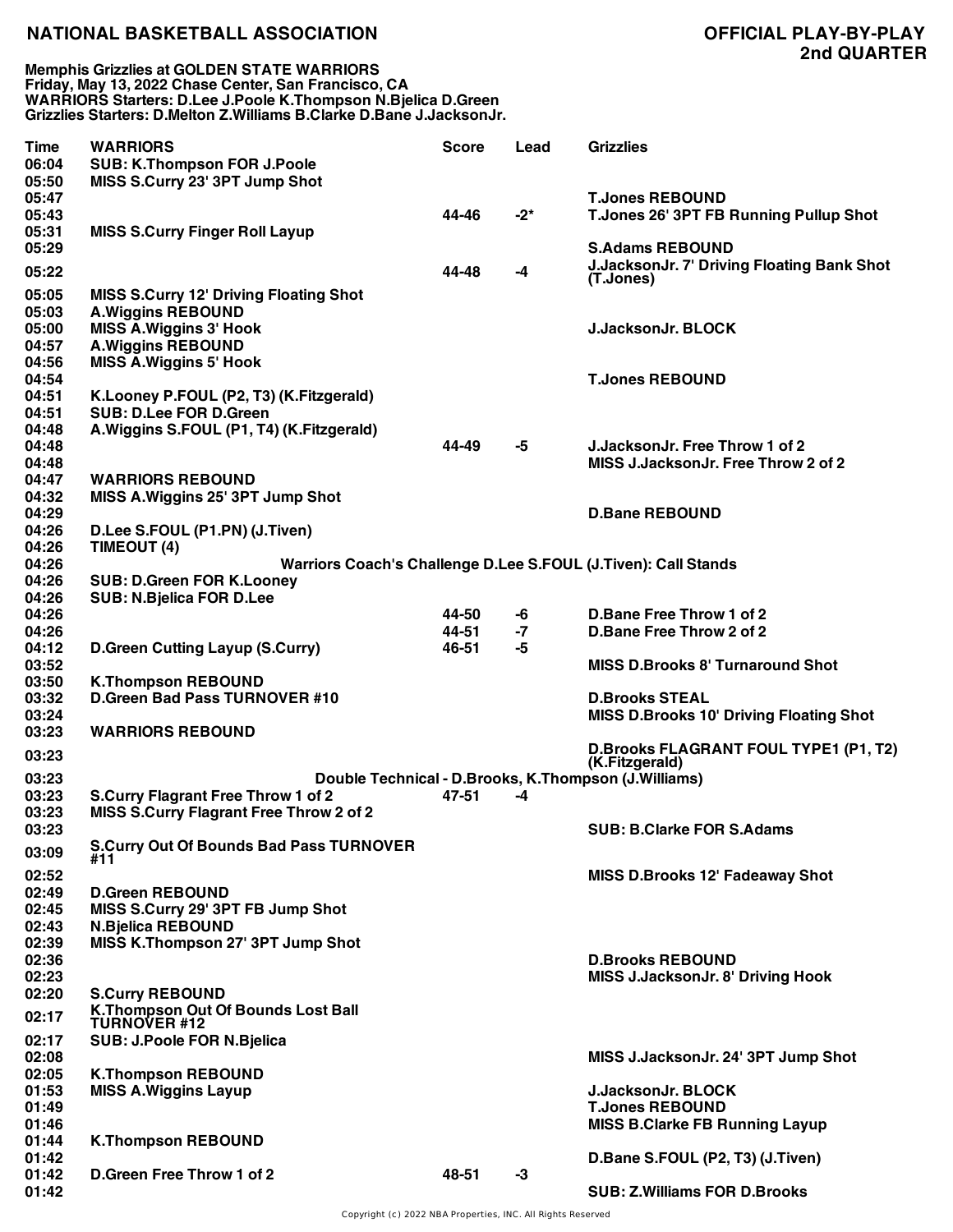# NATIONAL BASKETBALL ASSOCIATION

## OFFICIAL PLAY-BY-PLAY
## 2nd QUARTER

**Memphis Grizzlies at GOLDEN STATE WARRIORS**
**Friday, May 13, 2022 Chase Center, San Francisco, CA**
**WARRIORS Starters: D.Lee J.Poole K.Thompson N.Bjelica D.Green**
**Grizzlies Starters: D.Melton Z.Williams B.Clarke D.Bane J.JacksonJr.**

| Time | WARRIORS | Score | Lead | Grizzlies |
|---|---|---|---|---|
| 06:04 | SUB: K.Thompson FOR J.Poole | | | |
| 05:50 | MISS S.Curry 23' 3PT Jump Shot | | | |
| 05:47 | | | | T.Jones REBOUND |
| 05:43 | | 44-46 | -2* | T.Jones 26' 3PT FB Running Pullup Shot |
| 05:31 | MISS S.Curry Finger Roll Layup | | | |
| 05:29 | | | | S.Adams REBOUND |
| 05:22 | | 44-48 | -4 | J.JacksonJr. 7' Driving Floating Bank Shot (T.Jones) |
| 05:05 | MISS S.Curry 12' Driving Floating Shot | | | |
| 05:03 | A.Wiggins REBOUND | | | |
| 05:00 | MISS A.Wiggins 3' Hook | | | J.JacksonJr. BLOCK |
| 04:57 | A.Wiggins REBOUND | | | |
| 04:56 | MISS A.Wiggins 5' Hook | | | |
| 04:54 | | | | T.Jones REBOUND |
| 04:51 | K.Looney P.FOUL (P2, T3) (K.Fitzgerald) | | | |
| 04:51 | SUB: D.Lee FOR D.Green | | | |
| 04:48 | A.Wiggins S.FOUL (P1, T4) (K.Fitzgerald) | | | |
| 04:48 | | 44-49 | -5 | J.JacksonJr. Free Throw 1 of 2 |
| 04:48 | | | | MISS J.JacksonJr. Free Throw 2 of 2 |
| 04:47 | WARRIORS REBOUND | | | |
| 04:32 | MISS A.Wiggins 25' 3PT Jump Shot | | | |
| 04:29 | | | | D.Bane REBOUND |
| 04:26 | D.Lee S.FOUL (P1.PN) (J.Tiven) | | | |
| 04:26 | TIMEOUT (4) | | | |
| 04:26 | Warriors Coach's Challenge D.Lee S.FOUL (J.Tiven): Call Stands | | | |
| 04:26 | SUB: D.Green FOR K.Looney | | | |
| 04:26 | SUB: N.Bjelica FOR D.Lee | | | |
| 04:26 | | 44-50 | -6 | D.Bane Free Throw 1 of 2 |
| 04:26 | | 44-51 | -7 | D.Bane Free Throw 2 of 2 |
| 04:12 | D.Green Cutting Layup (S.Curry) | 46-51 | -5 | |
| 03:52 | | | | MISS D.Brooks 8' Turnaround Shot |
| 03:50 | K.Thompson REBOUND | | | |
| 03:32 | D.Green Bad Pass TURNOVER #10 | | | D.Brooks STEAL |
| 03:24 | | | | MISS D.Brooks 10' Driving Floating Shot |
| 03:23 | WARRIORS REBOUND | | | |
| 03:23 | | | | D.Brooks FLAGRANT FOUL TYPE1 (P1, T2) (K.Fitzgerald) |
| 03:23 | Double Technical - D.Brooks, K.Thompson (J.Williams) | | | |
| 03:23 | S.Curry Flagrant Free Throw 1 of 2 | 47-51 | -4 | |
| 03:23 | MISS S.Curry Flagrant Free Throw 2 of 2 | | | |
| 03:23 | | | | SUB: B.Clarke FOR S.Adams |
| 03:09 | S.Curry Out Of Bounds Bad Pass TURNOVER #11 | | | |
| 02:52 | | | | MISS D.Brooks 12' Fadeaway Shot |
| 02:49 | D.Green REBOUND | | | |
| 02:45 | MISS S.Curry 29' 3PT FB Jump Shot | | | |
| 02:43 | N.Bjelica REBOUND | | | |
| 02:39 | MISS K.Thompson 27' 3PT Jump Shot | | | |
| 02:36 | | | | D.Brooks REBOUND |
| 02:23 | | | | MISS J.JacksonJr. 8' Driving Hook |
| 02:20 | S.Curry REBOUND | | | |
| 02:17 | K.Thompson Out Of Bounds Lost Ball TURNOVER #12 | | | |
| 02:17 | SUB: J.Poole FOR N.Bjelica | | | |
| 02:08 | | | | MISS J.JacksonJr. 24' 3PT Jump Shot |
| 02:05 | K.Thompson REBOUND | | | |
| 01:53 | MISS A.Wiggins Layup | | | J.JacksonJr. BLOCK |
| 01:49 | | | | T.Jones REBOUND |
| 01:46 | | | | MISS B.Clarke FB Running Layup |
| 01:44 | K.Thompson REBOUND | | | |
| 01:42 | | | | D.Bane S.FOUL (P2, T3) (J.Tiven) |
| 01:42 | D.Green Free Throw 1 of 2 | 48-51 | -3 | |
| 01:42 | | | | SUB: Z.Williams FOR D.Brooks |

Copyright (c) 2022 NBA Properties, INC. All Rights Reserved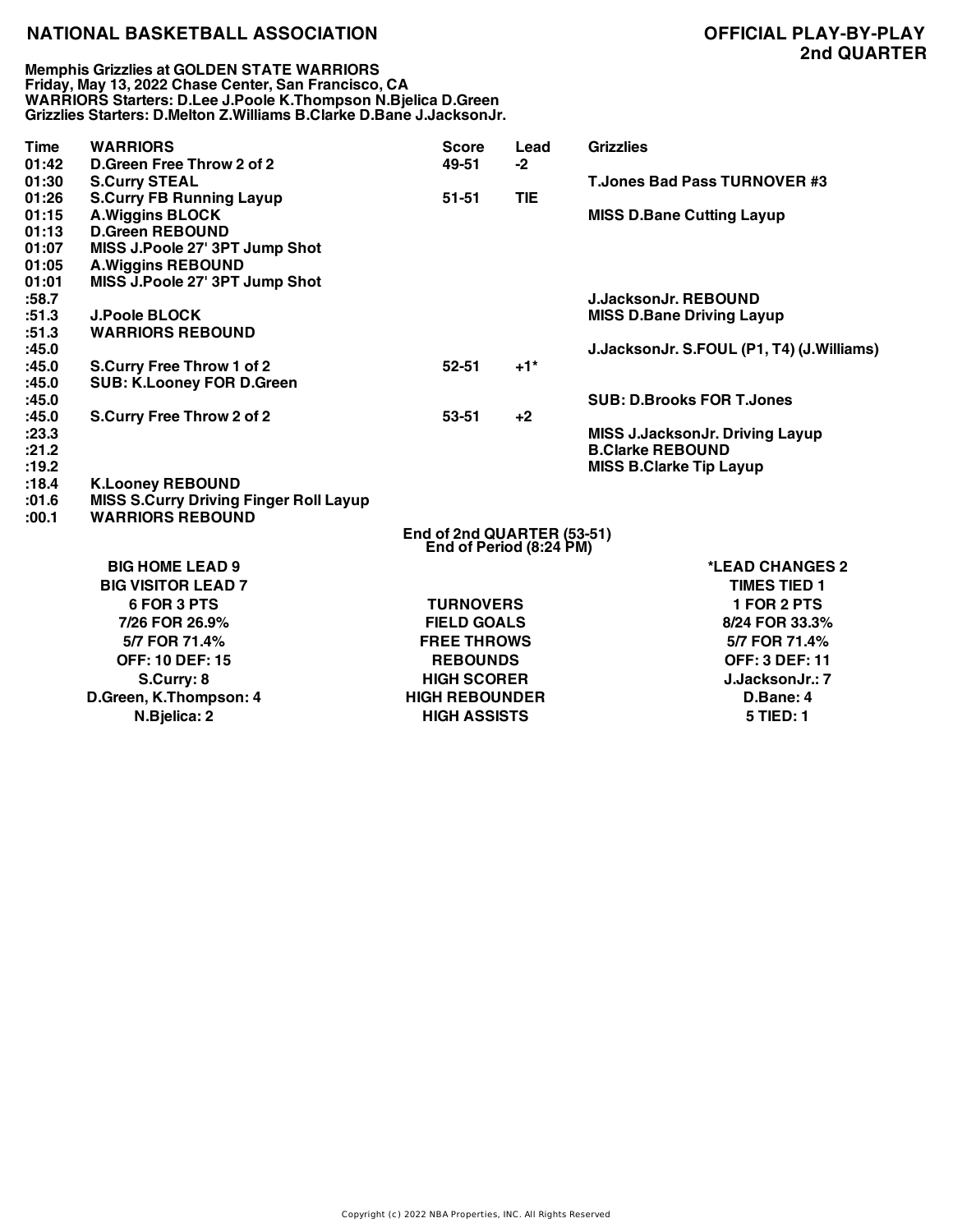**NATIONAL BASKETBALL ASSOCIATION** **OFFICIAL PLAY-BY-PLAY**
**2nd QUARTER**

**Memphis Grizzlies at GOLDEN STATE WARRIORS**
**Friday, May 13, 2022 Chase Center, San Francisco, CA**
**WARRIORS Starters: D.Lee J.Poole K.Thompson N.Bjelica D.Green**
**Grizzlies Starters: D.Melton Z.Williams B.Clarke D.Bane J.JacksonJr.**

| Time | WARRIORS | Score | Lead | Grizzlies |
|---|---|---|---|---|
| 01:42 | D.Green Free Throw 2 of 2 | 49-51 | -2 | |
| 01:30 | S.Curry STEAL | | | T.Jones Bad Pass TURNOVER #3 |
| 01:26 | S.Curry FB Running Layup | 51-51 | TIE | |
| 01:15 | A.Wiggins BLOCK | | | MISS D.Bane Cutting Layup |
| 01:13 | D.Green REBOUND | | | |
| 01:07 | MISS J.Poole 27' 3PT Jump Shot | | | |
| 01:05 | A.Wiggins REBOUND | | | |
| 01:01 | MISS J.Poole 27' 3PT Jump Shot | | | |
| :58.7 | | | | J.JacksonJr. REBOUND |
| :51.3 | J.Poole BLOCK | | | MISS D.Bane Driving Layup |
| :51.3 | WARRIORS REBOUND | | | |
| :45.0 | | | | J.JacksonJr. S.FOUL (P1, T4) (J.Williams) |
| :45.0 | S.Curry Free Throw 1 of 2 | 52-51 | +1* | |
| :45.0 | SUB: K.Looney FOR D.Green | | | |
| :45.0 | | | | SUB: D.Brooks FOR T.Jones |
| :45.0 | S.Curry Free Throw 2 of 2 | 53-51 | +2 | |
| :23.3 | | | | MISS J.JacksonJr. Driving Layup |
| :21.2 | | | | B.Clarke REBOUND |
| :19.2 | | | | MISS B.Clarke Tip Layup |
| :18.4 | K.Looney REBOUND | | | |
| :01.6 | MISS S.Curry Driving Finger Roll Layup | | | |
| :00.1 | WARRIORS REBOUND | | | |

End of 2nd QUARTER (53-51)
End of Period (8:24 PM)

| WARRIORS | | Grizzlies |
|---|---|---|
| BIG HOME LEAD 9 | | *LEAD CHANGES 2 |
| BIG VISITOR LEAD 7 | | TIMES TIED 1 |
| 6 FOR 3 PTS | TURNOVERS | 1 FOR 2 PTS |
| 7/26 FOR 26.9% | FIELD GOALS | 8/24 FOR 33.3% |
| 5/7 FOR 71.4% | FREE THROWS | 5/7 FOR 71.4% |
| OFF: 10 DEF: 15 | REBOUNDS | OFF: 3 DEF: 11 |
| S.Curry: 8 | HIGH SCORER | J.JacksonJr.: 7 |
| D.Green, K.Thompson: 4 | HIGH REBOUNDER | D.Bane: 4 |
| N.Bjelica: 2 | HIGH ASSISTS | 5 TIED: 1 |

Copyright (c) 2022 NBA Properties, INC. All Rights Reserved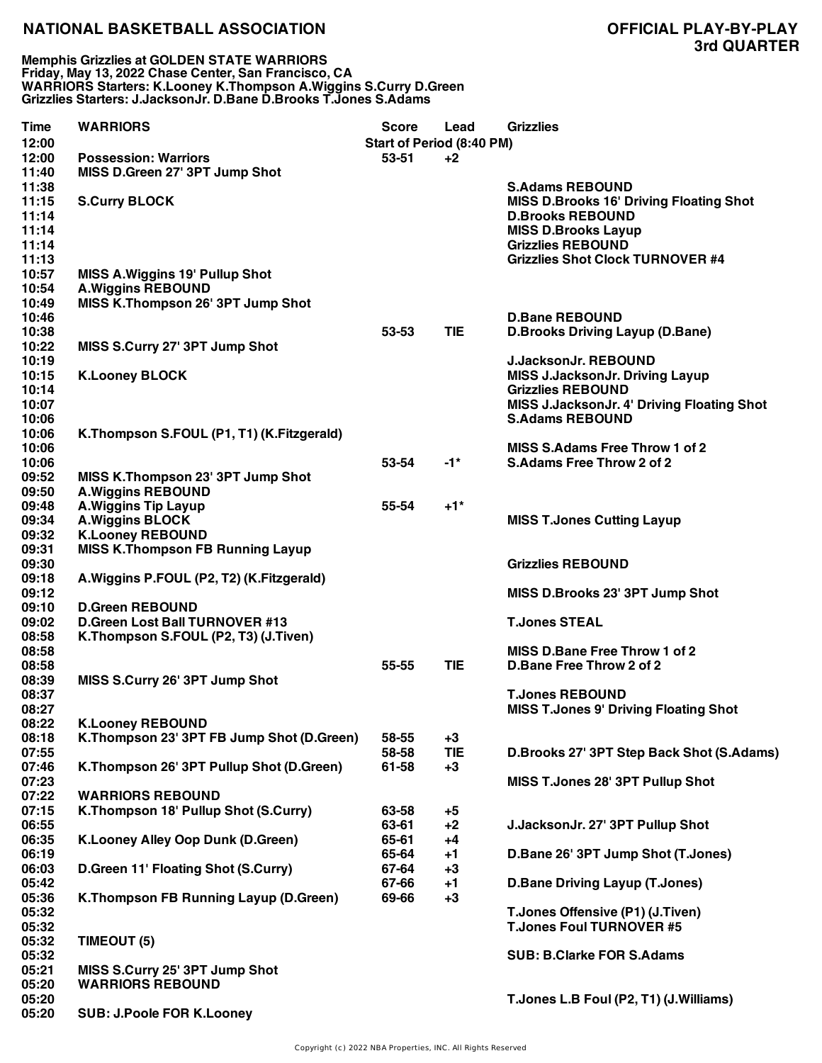## NATIONAL BASKETBALL ASSOCIATION

## OFFICIAL PLAY-BY-PLAY
## 3rd QUARTER

**Memphis Grizzlies at GOLDEN STATE WARRIORS**
**Friday, May 13, 2022 Chase Center, San Francisco, CA**
**WARRIORS Starters: K.Looney K.Thompson A.Wiggins S.Curry D.Green**
**Grizzlies Starters: J.JacksonJr. D.Bane D.Brooks T.Jones S.Adams**

| Time | WARRIORS | Score | Lead | Grizzlies |
|---|---|---|---|---|
| 12:00 | | Start of Period (8:40 PM) | | |
| 12:00 | Possession: Warriors | 53-51 | +2 | |
| 11:40 | MISS D.Green 27' 3PT Jump Shot | | | |
| 11:38 | | | | S.Adams REBOUND |
| 11:15 | S.Curry BLOCK | | | MISS D.Brooks 16' Driving Floating Shot |
| 11:14 | | | | D.Brooks REBOUND |
| 11:14 | | | | MISS D.Brooks Layup |
| 11:14 | | | | Grizzlies REBOUND |
| 11:13 | | | | Grizzlies Shot Clock TURNOVER #4 |
| 10:57 | MISS A.Wiggins 19' Pullup Shot | | | |
| 10:54 | A.Wiggins REBOUND | | | |
| 10:49 | MISS K.Thompson 26' 3PT Jump Shot | | | |
| 10:46 | | | | D.Bane REBOUND |
| 10:38 | | 53-53 | TIE | D.Brooks Driving Layup (D.Bane) |
| 10:22 | MISS S.Curry 27' 3PT Jump Shot | | | |
| 10:19 | | | | J.JacksonJr. REBOUND |
| 10:15 | K.Looney BLOCK | | | MISS J.JacksonJr. Driving Layup |
| 10:14 | | | | Grizzlies REBOUND |
| 10:07 | | | | MISS J.JacksonJr. 4' Driving Floating Shot |
| 10:06 | | | | S.Adams REBOUND |
| 10:06 | K.Thompson S.FOUL (P1, T1) (K.Fitzgerald) | | | |
| 10:06 | | | | MISS S.Adams Free Throw 1 of 2 |
| 10:06 | | 53-54 | -1* | S.Adams Free Throw 2 of 2 |
| 09:52 | MISS K.Thompson 23' 3PT Jump Shot | | | |
| 09:50 | A.Wiggins REBOUND | | | |
| 09:48 | A.Wiggins Tip Layup | 55-54 | +1* | |
| 09:34 | A.Wiggins BLOCK | | | MISS T.Jones Cutting Layup |
| 09:32 | K.Looney REBOUND | | | |
| 09:31 | MISS K.Thompson FB Running Layup | | | |
| 09:30 | | | | Grizzlies REBOUND |
| 09:18 | A.Wiggins P.FOUL (P2, T2) (K.Fitzgerald) | | | |
| 09:12 | | | | MISS D.Brooks 23' 3PT Jump Shot |
| 09:10 | D.Green REBOUND | | | |
| 09:02 | D.Green Lost Ball TURNOVER #13 | | | T.Jones STEAL |
| 08:58 | K.Thompson S.FOUL (P2, T3) (J.Tiven) | | | |
| 08:58 | | | | MISS D.Bane Free Throw 1 of 2 |
| 08:58 | | 55-55 | TIE | D.Bane Free Throw 2 of 2 |
| 08:39 | MISS S.Curry 26' 3PT Jump Shot | | | |
| 08:37 | | | | T.Jones REBOUND |
| 08:27 | | | | MISS T.Jones 9' Driving Floating Shot |
| 08:22 | K.Looney REBOUND | | | |
| 08:18 | K.Thompson 23' 3PT FB Jump Shot (D.Green) | 58-55 | +3 | |
| 07:55 | | 58-58 | TIE | D.Brooks 27' 3PT Step Back Shot (S.Adams) |
| 07:46 | K.Thompson 26' 3PT Pullup Shot (D.Green) | 61-58 | +3 | |
| 07:23 | | | | MISS T.Jones 28' 3PT Pullup Shot |
| 07:22 | WARRIORS REBOUND | | | |
| 07:15 | K.Thompson 18' Pullup Shot (S.Curry) | 63-58 | +5 | |
| 06:55 | | 63-61 | +2 | J.JacksonJr. 27' 3PT Pullup Shot |
| 06:35 | K.Looney Alley Oop Dunk (D.Green) | 65-61 | +4 | |
| 06:19 | | 65-64 | +1 | D.Bane 26' 3PT Jump Shot (T.Jones) |
| 06:03 | D.Green 11' Floating Shot (S.Curry) | 67-64 | +3 | |
| 05:42 | | 67-66 | +1 | D.Bane Driving Layup (T.Jones) |
| 05:36 | K.Thompson FB Running Layup (D.Green) | 69-66 | +3 | |
| 05:32 | | | | T.Jones Offensive (P1) (J.Tiven) |
| 05:32 | | | | T.Jones Foul TURNOVER #5 |
| 05:32 | TIMEOUT (5) | | | |
| 05:32 | | | | SUB: B.Clarke FOR S.Adams |
| 05:21 | MISS S.Curry 25' 3PT Jump Shot | | | |
| 05:20 | WARRIORS REBOUND | | | |
| 05:20 | | | | T.Jones L.B Foul (P2, T1) (J.Williams) |
| 05:20 | SUB: J.Poole FOR K.Looney | | | |

Copyright (c) 2022 NBA Properties, INC. All Rights Reserved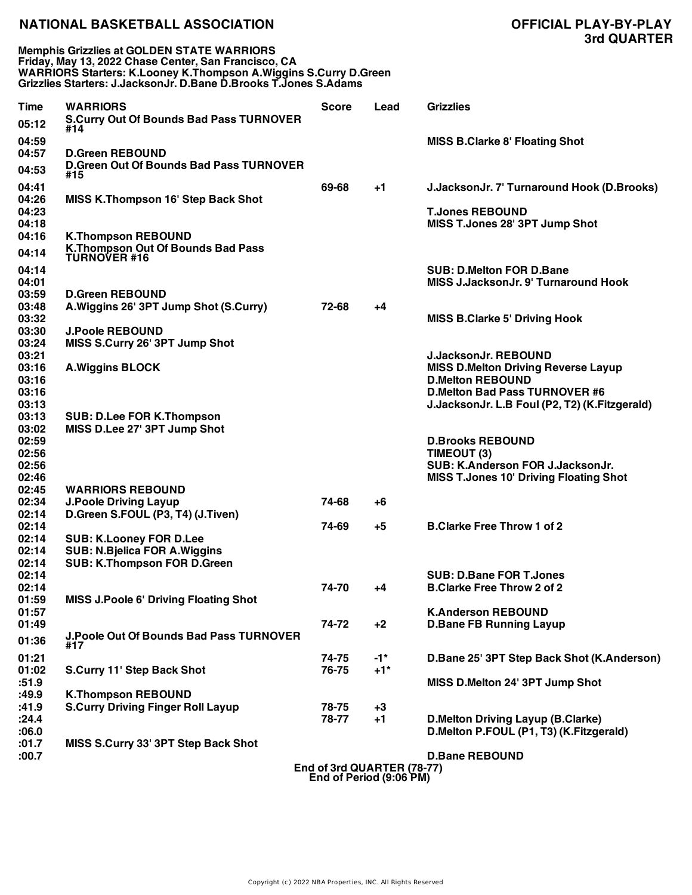**NATIONAL BASKETBALL ASSOCIATION** **OFFICIAL PLAY-BY-PLAY**
**3rd QUARTER**

**Memphis Grizzlies at GOLDEN STATE WARRIORS**
**Friday, May 13, 2022 Chase Center, San Francisco, CA**
**WARRIORS Starters: K.Looney K.Thompson A.Wiggins S.Curry D.Green**
**Grizzlies Starters: J.JacksonJr. D.Bane D.Brooks T.Jones S.Adams**

| Time | WARRIORS | Score | Lead | Grizzlies |
|---|---|---|---|---|
| 05:12 | S.Curry Out Of Bounds Bad Pass TURNOVER #14 | | | |
| 04:59 | | | | MISS B.Clarke 8' Floating Shot |
| 04:57 | D.Green REBOUND | | | |
| 04:53 | D.Green Out Of Bounds Bad Pass TURNOVER #15 | | | |
| 04:41 | | 69-68 | +1 | J.JacksonJr. 7' Turnaround Hook (D.Brooks) |
| 04:26 | MISS K.Thompson 16' Step Back Shot | | | |
| 04:23 | | | | T.Jones REBOUND |
| 04:18 | | | | MISS T.Jones 28' 3PT Jump Shot |
| 04:16 | K.Thompson REBOUND | | | |
| 04:14 | K.Thompson Out Of Bounds Bad Pass TURNOVER #16 | | | |
| 04:14 | | | | SUB: D.Melton FOR D.Bane |
| 04:01 | | | | MISS J.JacksonJr. 9' Turnaround Hook |
| 03:59 | D.Green REBOUND | | | |
| 03:48 | A.Wiggins 26' 3PT Jump Shot (S.Curry) | 72-68 | +4 | |
| 03:32 | | | | MISS B.Clarke 5' Driving Hook |
| 03:30 | J.Poole REBOUND | | | |
| 03:24 | MISS S.Curry 26' 3PT Jump Shot | | | |
| 03:21 | | | | J.JacksonJr. REBOUND |
| 03:16 | A.Wiggins BLOCK | | | MISS D.Melton Driving Reverse Layup |
| 03:16 | | | | D.Melton REBOUND |
| 03:16 | | | | D.Melton Bad Pass TURNOVER #6 |
| 03:13 | | | | J.JacksonJr. L.B Foul (P2, T2) (K.Fitzgerald) |
| 03:13 | SUB: D.Lee FOR K.Thompson | | | |
| 03:02 | MISS D.Lee 27' 3PT Jump Shot | | | |
| 02:59 | | | | D.Brooks REBOUND |
| 02:56 | | | | TIMEOUT (3) |
| 02:56 | | | | SUB: K.Anderson FOR J.JacksonJr. |
| 02:46 | | | | MISS T.Jones 10' Driving Floating Shot |
| 02:45 | WARRIORS REBOUND | | | |
| 02:34 | J.Poole Driving Layup | 74-68 | +6 | |
| 02:14 | D.Green S.FOUL (P3, T4) (J.Tiven) | | | |
| 02:14 | | 74-69 | +5 | B.Clarke Free Throw 1 of 2 |
| 02:14 | SUB: K.Looney FOR D.Lee | | | |
| 02:14 | SUB: N.Bjelica FOR A.Wiggins | | | |
| 02:14 | SUB: K.Thompson FOR D.Green | | | |
| 02:14 | | | | SUB: D.Bane FOR T.Jones |
| 02:14 | | 74-70 | +4 | B.Clarke Free Throw 2 of 2 |
| 01:59 | MISS J.Poole 6' Driving Floating Shot | | | |
| 01:57 | | | | K.Anderson REBOUND |
| 01:49 | | 74-72 | +2 | D.Bane FB Running Layup |
| 01:36 | J.Poole Out Of Bounds Bad Pass TURNOVER #17 | | | |
| 01:21 | | 74-75 | -1* | D.Bane 25' 3PT Step Back Shot (K.Anderson) |
| 01:02 | S.Curry 11' Step Back Shot | 76-75 | +1* | |
| :51.9 | | | | MISS D.Melton 24' 3PT Jump Shot |
| :49.9 | K.Thompson REBOUND | | | |
| :41.9 | S.Curry Driving Finger Roll Layup | 78-75 | +3 | |
| :24.4 | | 78-77 | +1 | D.Melton Driving Layup (B.Clarke) |
| :06.0 | | | | D.Melton P.FOUL (P1, T3) (K.Fitzgerald) |
| :01.7 | MISS S.Curry 33' 3PT Step Back Shot | | | |
| :00.7 | | | | D.Bane REBOUND |

End of 3rd QUARTER (78-77)
End of Period (9:06 PM)

Copyright (c) 2022 NBA Properties, INC. All Rights Reserved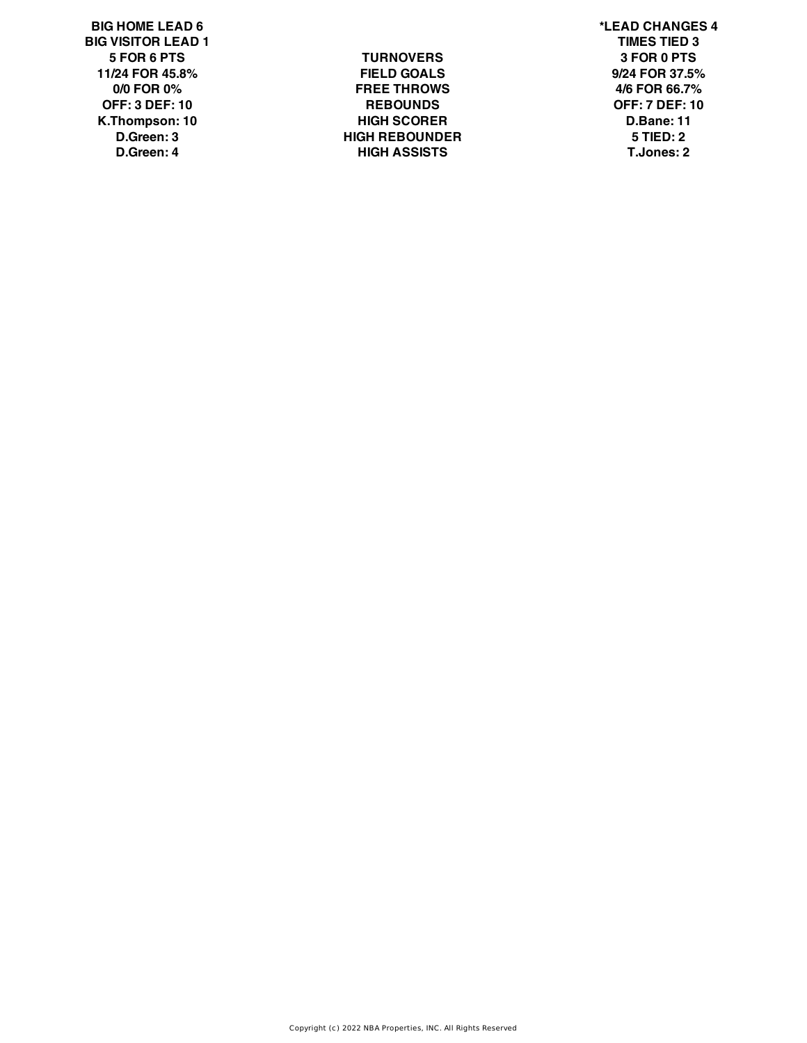| BIG HOME LEAD 6 | | *LEAD CHANGES 4 |
|---|---|---|
| BIG VISITOR LEAD 1 | | TIMES TIED 3 |
| 5 FOR 6 PTS | TURNOVERS | 3 FOR 0 PTS |
| 11/24 FOR 45.8% | FIELD GOALS | 9/24 FOR 37.5% |
| 0/0 FOR 0% | FREE THROWS | 4/6 FOR 66.7% |
| OFF: 3 DEF: 10 | REBOUNDS | OFF: 7 DEF: 10 |
| K.Thompson: 10 | HIGH SCORER | D.Bane: 11 |
| D.Green: 3 | HIGH REBOUNDER | 5 TIED: 2 |
| D.Green: 4 | HIGH ASSISTS | T.Jones: 2 |

Copyright (c) 2022 NBA Properties, INC. All Rights Reserved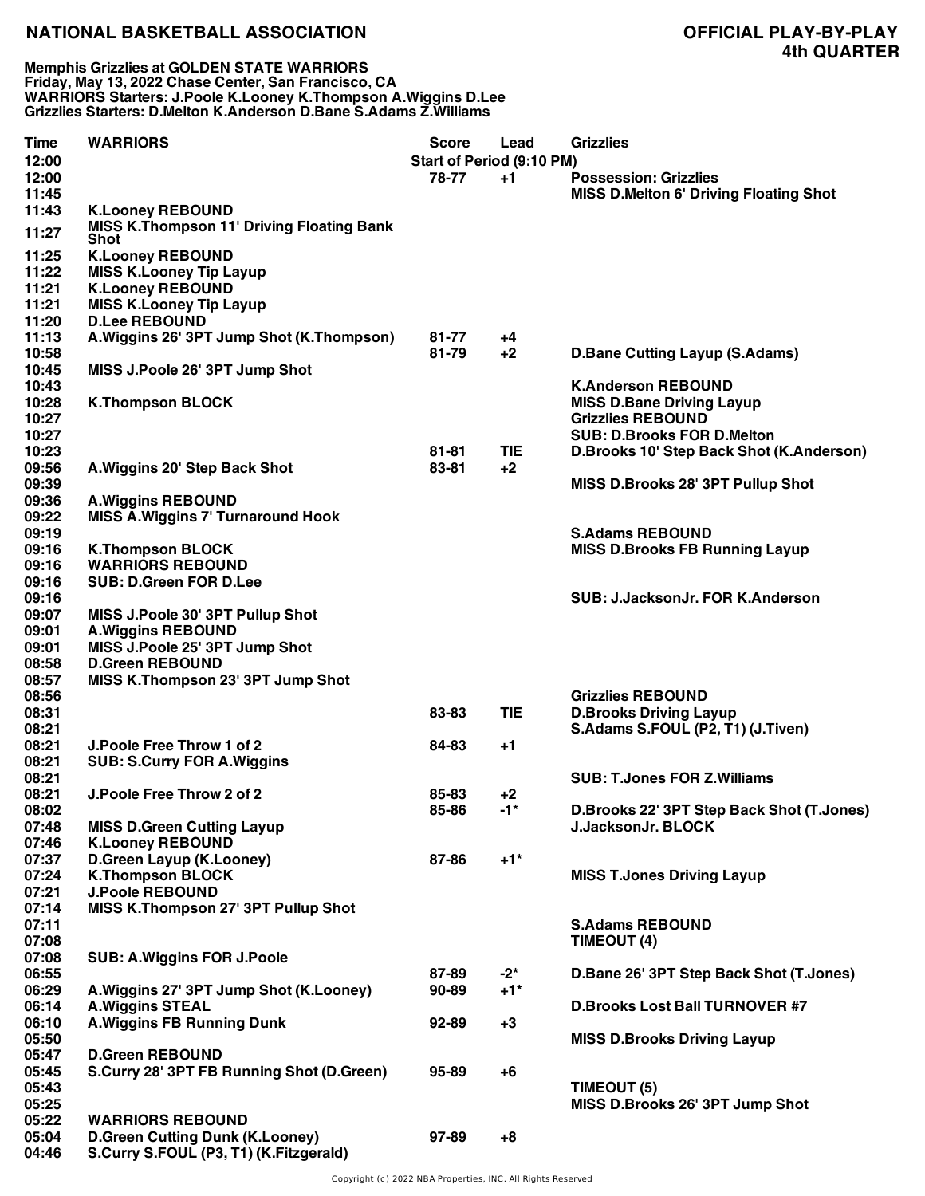**NATIONAL BASKETBALL ASSOCIATION**

**OFFICIAL PLAY-BY-PLAY**
**4th QUARTER**

**Memphis Grizzlies at GOLDEN STATE WARRIORS**
**Friday, May 13, 2022 Chase Center, San Francisco, CA**
**WARRIORS Starters: J.Poole K.Looney K.Thompson A.Wiggins D.Lee**
**Grizzlies Starters: D.Melton K.Anderson D.Bane S.Adams Z.Williams**

| Time | WARRIORS | Score | Lead | Grizzlies |
|---|---|---|---|---|
| 12:00 | | Start of Period (9:10 PM) | | |
| 12:00 | | 78-77 | +1 | Possession: Grizzlies |
| 11:45 | | | | MISS D.Melton 6' Driving Floating Shot |
| 11:43 | K.Looney REBOUND | | | |
| 11:27 | MISS K.Thompson 11' Driving Floating Bank Shot | | | |
| 11:25 | K.Looney REBOUND | | | |
| 11:22 | MISS K.Looney Tip Layup | | | |
| 11:21 | K.Looney REBOUND | | | |
| 11:21 | MISS K.Looney Tip Layup | | | |
| 11:20 | D.Lee REBOUND | | | |
| 11:13 | A.Wiggins 26' 3PT Jump Shot (K.Thompson) | 81-77 | +4 | |
| 10:58 | | 81-79 | +2 | D.Bane Cutting Layup (S.Adams) |
| 10:45 | MISS J.Poole 26' 3PT Jump Shot | | | |
| 10:43 | | | | K.Anderson REBOUND |
| 10:28 | K.Thompson BLOCK | | | MISS D.Bane Driving Layup |
| 10:27 | | | | Grizzlies REBOUND |
| 10:27 | | | | SUB: D.Brooks FOR D.Melton |
| 10:23 | | 81-81 | TIE | D.Brooks 10' Step Back Shot (K.Anderson) |
| 09:56 | A.Wiggins 20' Step Back Shot | 83-81 | +2 | |
| 09:39 | | | | MISS D.Brooks 28' 3PT Pullup Shot |
| 09:36 | A.Wiggins REBOUND | | | |
| 09:22 | MISS A.Wiggins 7' Turnaround Hook | | | |
| 09:19 | | | | S.Adams REBOUND |
| 09:16 | K.Thompson BLOCK | | | MISS D.Brooks FB Running Layup |
| 09:16 | WARRIORS REBOUND | | | |
| 09:16 | SUB: D.Green FOR D.Lee | | | |
| 09:16 | | | | SUB: J.JacksonJr. FOR K.Anderson |
| 09:07 | MISS J.Poole 30' 3PT Pullup Shot | | | |
| 09:01 | A.Wiggins REBOUND | | | |
| 09:01 | MISS J.Poole 25' 3PT Jump Shot | | | |
| 08:58 | D.Green REBOUND | | | |
| 08:57 | MISS K.Thompson 23' 3PT Jump Shot | | | |
| 08:56 | | | | Grizzlies REBOUND |
| 08:31 | | 83-83 | TIE | D.Brooks Driving Layup |
| 08:21 | | | | S.Adams S.FOUL (P2, T1) (J.Tiven) |
| 08:21 | J.Poole Free Throw 1 of 2 | 84-83 | +1 | |
| 08:21 | SUB: S.Curry FOR A.Wiggins | | | |
| 08:21 | | | | SUB: T.Jones FOR Z.Williams |
| 08:21 | J.Poole Free Throw 2 of 2 | 85-83 | +2 | |
| 08:02 | | 85-86 | -1* | D.Brooks 22' 3PT Step Back Shot (T.Jones) |
| 07:48 | MISS D.Green Cutting Layup | | | J.JacksonJr. BLOCK |
| 07:46 | K.Looney REBOUND | | | |
| 07:37 | D.Green Layup (K.Looney) | 87-86 | +1* | |
| 07:24 | K.Thompson BLOCK | | | MISS T.Jones Driving Layup |
| 07:21 | J.Poole REBOUND | | | |
| 07:14 | MISS K.Thompson 27' 3PT Pullup Shot | | | |
| 07:11 | | | | S.Adams REBOUND |
| 07:08 | | | | TIMEOUT (4) |
| 07:08 | SUB: A.Wiggins FOR J.Poole | | | |
| 06:55 | | 87-89 | -2* | D.Bane 26' 3PT Step Back Shot (T.Jones) |
| 06:29 | A.Wiggins 27' 3PT Jump Shot (K.Looney) | 90-89 | +1* | |
| 06:14 | A.Wiggins STEAL | | | D.Brooks Lost Ball TURNOVER #7 |
| 06:10 | A.Wiggins FB Running Dunk | 92-89 | +3 | |
| 05:50 | | | | MISS D.Brooks Driving Layup |
| 05:47 | D.Green REBOUND | | | |
| 05:45 | S.Curry 28' 3PT FB Running Shot (D.Green) | 95-89 | +6 | |
| 05:43 | | | | TIMEOUT (5) |
| 05:25 | | | | MISS D.Brooks 26' 3PT Jump Shot |
| 05:22 | WARRIORS REBOUND | | | |
| 05:04 | D.Green Cutting Dunk (K.Looney) | 97-89 | +8 | |
| 04:46 | S.Curry S.FOUL (P3, T1) (K.Fitzgerald) | | | |

Copyright (c) 2022 NBA Properties, INC. All Rights Reserved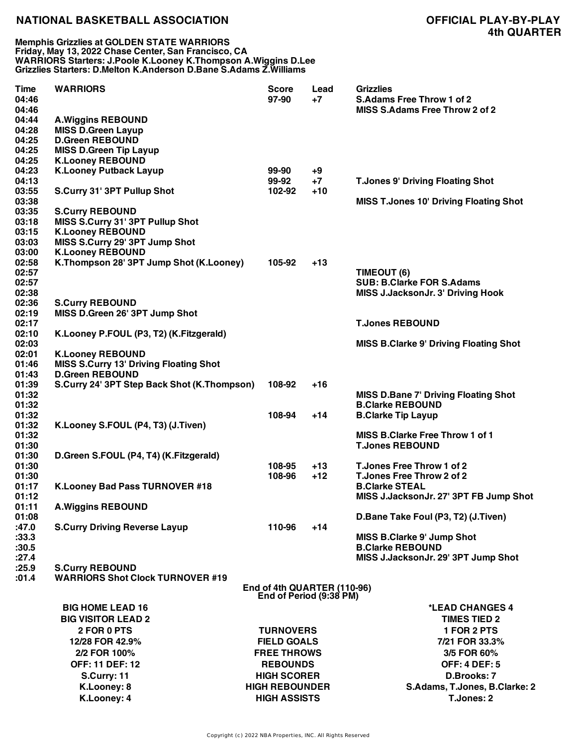# NATIONAL BASKETBALL ASSOCIATION

# OFFICIAL PLAY-BY-PLAY
## 4th QUARTER

**Memphis Grizzlies at GOLDEN STATE WARRIORS**
**Friday, May 13, 2022 Chase Center, San Francisco, CA**
**WARRIORS Starters: J.Poole K.Looney K.Thompson A.Wiggins D.Lee**
**Grizzlies Starters: D.Melton K.Anderson D.Bane S.Adams Z.Williams**

| Time | WARRIORS | Score | Lead | Grizzlies |
|---|---|---|---|---|
| 04:46 | | 97-90 | +7 | S.Adams Free Throw 1 of 2 |
| 04:46 | | | | MISS S.Adams Free Throw 2 of 2 |
| 04:44 | A.Wiggins REBOUND | | | |
| 04:28 | MISS D.Green Layup | | | |
| 04:25 | D.Green REBOUND | | | |
| 04:25 | MISS D.Green Tip Layup | | | |
| 04:25 | K.Looney REBOUND | | | |
| 04:23 | K.Looney Putback Layup | 99-90 | +9 | |
| 04:13 | | 99-92 | +7 | T.Jones 9' Driving Floating Shot |
| 03:55 | S.Curry 31' 3PT Pullup Shot | 102-92 | +10 | |
| 03:38 | | | | MISS T.Jones 10' Driving Floating Shot |
| 03:35 | S.Curry REBOUND | | | |
| 03:18 | MISS S.Curry 31' 3PT Pullup Shot | | | |
| 03:15 | K.Looney REBOUND | | | |
| 03:03 | MISS S.Curry 29' 3PT Jump Shot | | | |
| 03:00 | K.Looney REBOUND | | | |
| 02:58 | K.Thompson 28' 3PT Jump Shot (K.Looney) | 105-92 | +13 | |
| 02:57 | | | | TIMEOUT (6) |
| 02:57 | | | | SUB: B.Clarke FOR S.Adams |
| 02:38 | | | | MISS J.JacksonJr. 3' Driving Hook |
| 02:36 | S.Curry REBOUND | | | |
| 02:19 | MISS D.Green 26' 3PT Jump Shot | | | |
| 02:17 | | | | T.Jones REBOUND |
| 02:10 | K.Looney P.FOUL (P3, T2) (K.Fitzgerald) | | | |
| 02:03 | | | | MISS B.Clarke 9' Driving Floating Shot |
| 02:01 | K.Looney REBOUND | | | |
| 01:46 | MISS S.Curry 13' Driving Floating Shot | | | |
| 01:43 | D.Green REBOUND | | | |
| 01:39 | S.Curry 24' 3PT Step Back Shot (K.Thompson) | 108-92 | +16 | |
| 01:32 | | | | MISS D.Bane 7' Driving Floating Shot |
| 01:32 | | | | B.Clarke REBOUND |
| 01:32 | | 108-94 | +14 | B.Clarke Tip Layup |
| 01:32 | K.Looney S.FOUL (P4, T3) (J.Tiven) | | | |
| 01:32 | | | | MISS B.Clarke Free Throw 1 of 1 |
| 01:30 | | | | T.Jones REBOUND |
| 01:30 | D.Green S.FOUL (P4, T4) (K.Fitzgerald) | | | |
| 01:30 | | 108-95 | +13 | T.Jones Free Throw 1 of 2 |
| 01:30 | | 108-96 | +12 | T.Jones Free Throw 2 of 2 |
| 01:17 | K.Looney Bad Pass TURNOVER #18 | | | B.Clarke STEAL |
| 01:12 | | | | MISS J.JacksonJr. 27' 3PT FB Jump Shot |
| 01:11 | A.Wiggins REBOUND | | | |
| 01:08 | | | | D.Bane Take Foul (P3, T2) (J.Tiven) |
| :47.0 | S.Curry Driving Reverse Layup | 110-96 | +14 | |
| :33.3 | | | | MISS B.Clarke 9' Jump Shot |
| :30.5 | | | | B.Clarke REBOUND |
| :27.4 | | | | MISS J.JacksonJr. 29' 3PT Jump Shot |
| :25.9 | S.Curry REBOUND | | | |
| :01.4 | WARRIORS Shot Clock TURNOVER #19 | | | |

**End of 4th QUARTER (110-96)**
**End of Period (9:38 PM)**

| | | |
|---|---|---|
| BIG HOME LEAD 16 | | *LEAD CHANGES 4 |
| BIG VISITOR LEAD 2 | | TIMES TIED 2 |
| 2 FOR 0 PTS | TURNOVERS | 1 FOR 2 PTS |
| 12/28 FOR 42.9% | FIELD GOALS | 7/21 FOR 33.3% |
| 2/2 FOR 100% | FREE THROWS | 3/5 FOR 60% |
| OFF: 11 DEF: 12 | REBOUNDS | OFF: 4 DEF: 5 |
| S.Curry: 11 | HIGH SCORER | D.Brooks: 7 |
| K.Looney: 8 | HIGH REBOUNDER | S.Adams, T.Jones, B.Clarke: 2 |
| K.Looney: 4 | HIGH ASSISTS | T.Jones: 2 |

Copyright (c) 2022 NBA Properties, INC. All Rights Reserved